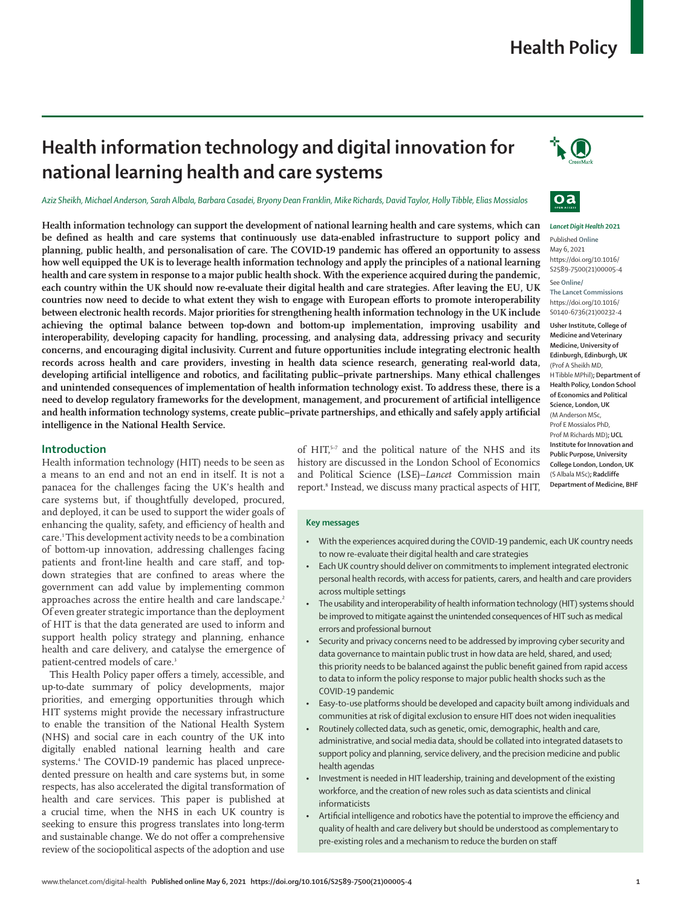# Health information technology and digital innovation for national learning health and care systems

*Aziz Sheikh, Michael Anderson, Sarah Albala, Barbara Casadei, Bryony Dean Franklin, Mike Richards, David Taylor, Holly Tibble, Elias Mossialos*

**Health information technology can support the development of national learning health and care systems, which can be defined as health and care systems that continuously use data-enabled infrastructure to support policy and planning, public health, and personalisation of care. The COVID-19 pandemic has offered an opportunity to assess how well equipped the UK is to leverage health information technology and apply the principles of a national learning health and care system in response to a major public health shock. With the experience acquired during the pandemic, each country within the UK should now re-evaluate their digital health and care strategies. After leaving the EU, UK countries now need to decide to what extent they wish to engage with European efforts to promote interoperability between electronic health records. Major priorities for strengthening health information technology in the UK include achieving the optimal balance between top-down and bottom-up implementation, improving usability and interoperability, developing capacity for handling, processing, and analysing data, addressing privacy and security concerns, and encouraging digital inclusivity. Current and future opportunities include integrating electronic health records across health and care providers, investing in health data science research, generating real-world data, developing artificial intelligence and robotics, and facilitating public–private partnerships. Many ethical challenges and unintended consequences of implementation of health information technology exist. To address these, there is a need to develop regulatory frameworks for the development, management, and procurement of artificial intelligence and health information technology systems, create public–private partnerships, and ethically and safely apply artificial intelligence in the National Health Service.**

*Lancet Digit Health* 2021

Published Online May 6, 2021 https://doi.org/10.1016/S2589-7500(21)00005-4

See Online/The Lancet Commissions https://doi.org/10.1016/S0140-6736(21)00232-4

**Usher Institute, College of Medicine and Veterinary Medicine, University of Edinburgh, Edinburgh, UK** (Prof A Sheikh MD, H Tibble MPhil)**; Department of Health Policy, London School of Economics and Political Science, London, UK** (M Anderson MSc, Prof E Mossialos PhD, Prof M Richards MD)**; UCL Institute for Innovation and Public Purpose, University College London, London, UK** (S Albala MSc)**; Radcliffe Department of Medicine, BHF**

## Introduction

Health information technology (HIT) needs to be seen as a means to an end and not an end in itself. It is not a panacea for the challenges facing the UK's health and care systems but, if thoughtfully developed, procured, and deployed, it can be used to support the wider goals of enhancing the quality, safety, and efficiency of health and care.[1] This development activity needs to be a combination of bottom-up innovation, addressing challenges facing patients and front-line health and care staff, and top-down strategies that are confined to areas where the government can add value by implementing common approaches across the entire health and care landscape.[2] Of even greater strategic importance than the deployment of HIT is that the data generated are used to inform and support health policy strategy and planning, enhance health and care delivery, and catalyse the emergence of patient-centred models of care.[3]

This Health Policy paper offers a timely, accessible, and up-to-date summary of policy developments, major priorities, and emerging opportunities through which HIT systems might provide the necessary infrastructure to enable the transition of the National Health System (NHS) and social care in each country of the UK into digitally enabled national learning health and care systems.[4] The COVID-19 pandemic has placed unprecedented pressure on health and care systems but, in some respects, has also accelerated the digital transformation of health and care services. This paper is published at a crucial time, when the NHS in each UK country is seeking to ensure this progress translates into long-term and sustainable change. We do not offer a comprehensive review of the sociopolitical aspects of the adoption and use of HIT,[5–7] and the political nature of the NHS and its history are discussed in the London School of Economics and Political Science (LSE)–*Lancet* Commission main report.[8] Instead, we discuss many practical aspects of HIT,

### Key messages

- With the experiences acquired during the COVID-19 pandemic, each UK country needs to now re-evaluate their digital health and care strategies
- Each UK country should deliver on commitments to implement integrated electronic personal health records, with access for patients, carers, and health and care providers across multiple settings
- The usability and interoperability of health information technology (HIT) systems should be improved to mitigate against the unintended consequences of HIT such as medical errors and professional burnout
- Security and privacy concerns need to be addressed by improving cyber security and data governance to maintain public trust in how data are held, shared, and used; this priority needs to be balanced against the public benefit gained from rapid access to data to inform the policy response to major public health shocks such as the COVID-19 pandemic
- Easy-to-use platforms should be developed and capacity built among individuals and communities at risk of digital exclusion to ensure HIT does not widen inequalities
- Routinely collected data, such as genetic, omic, demographic, health and care, administrative, and social media data, should be collated into integrated datasets to support policy and planning, service delivery, and the precision medicine and public health agendas
- Investment is needed in HIT leadership, training and development of the existing workforce, and the creation of new roles such as data scientists and clinical informaticists
- Artificial intelligence and robotics have the potential to improve the efficiency and quality of health and care delivery but should be understood as complementary to pre-existing roles and a mechanism to reduce the burden on staff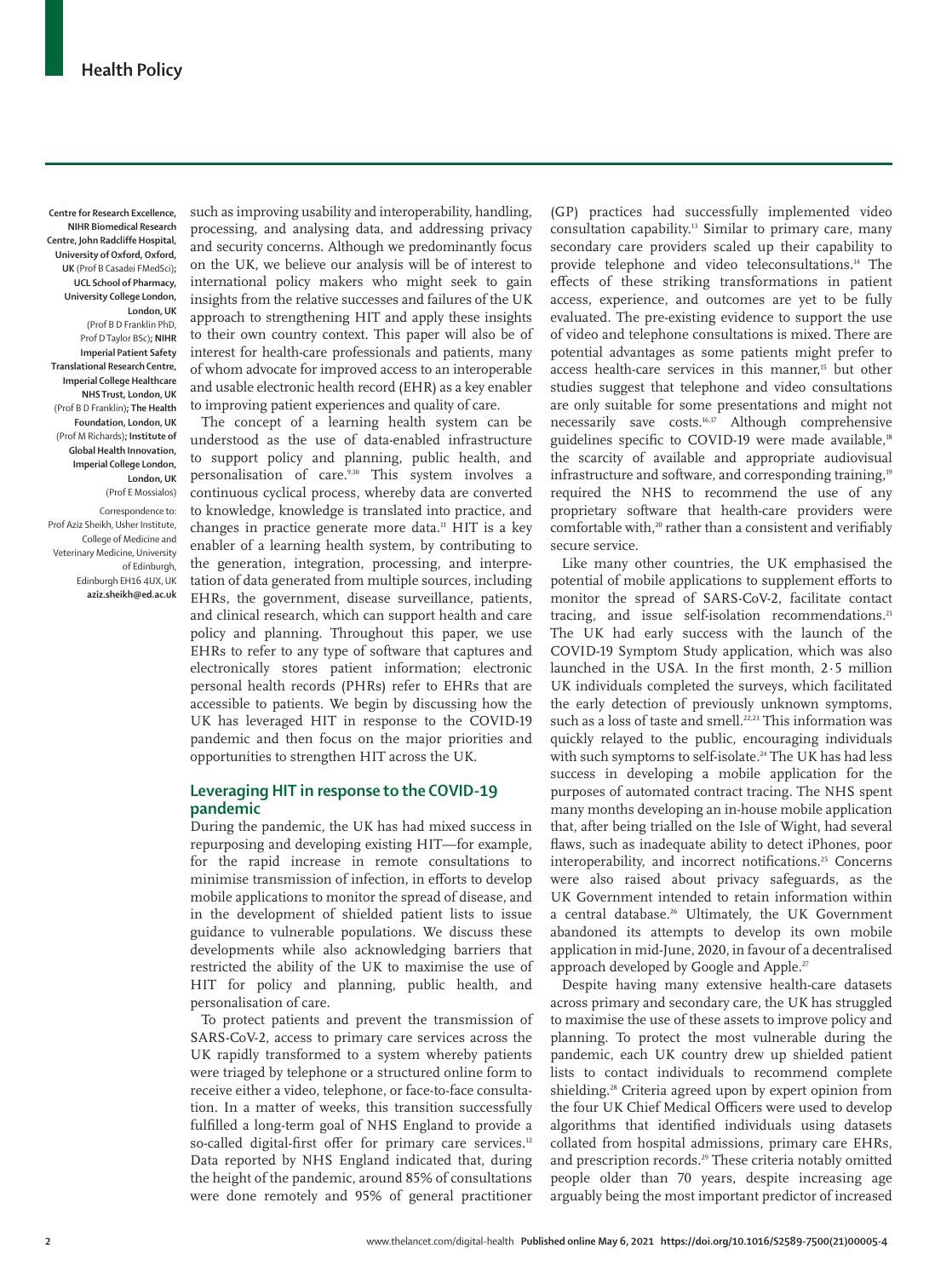Centre for Research Excellence, NIHR Biomedical Research Centre, John Radcliffe Hospital, University of Oxford, Oxford, UK (Prof B Casadei FMedSci); UCL School of Pharmacy, University College London, London, UK (Prof B D Franklin PhD, Prof D Taylor BSc); NIHR Imperial Patient Safety Translational Research Centre, Imperial College Healthcare NHS Trust, London, UK (Prof B D Franklin); The Health Foundation, London, UK (Prof M Richards); Institute of Global Health Innovation, Imperial College London, London, UK (Prof E Mossialos)

Correspondence to: Prof Aziz Sheikh, Usher Institute, College of Medicine and Veterinary Medicine, University of Edinburgh, Edinburgh EH16 4UX, UK **aziz.sheikh@ed.ac.uk**

such as improving usability and interoperability, handling, processing, and analysing data, and addressing privacy and security concerns. Although we predominantly focus on the UK, we believe our analysis will be of interest to international policy makers who might seek to gain insights from the relative successes and failures of the UK approach to strengthening HIT and apply these insights to their own country context. This paper will also be of interest for health-care professionals and patients, many of whom advocate for improved access to an interoperable and usable electronic health record (EHR) as a key enabler to improving patient experiences and quality of care.

The concept of a learning health system can be understood as the use of data-enabled infrastructure to support policy and planning, public health, and personalisation of care.[9,10] This system involves a continuous cyclical process, whereby data are converted to knowledge, knowledge is translated into practice, and changes in practice generate more data.[11] HIT is a key enabler of a learning health system, by contributing to the generation, integration, processing, and interpretation of data generated from multiple sources, including EHRs, the government, disease surveillance, patients, and clinical research, which can support health and care policy and planning. Throughout this paper, we use EHRs to refer to any type of software that captures and electronically stores patient information; electronic personal health records (PHRs) refer to EHRs that are accessible to patients. We begin by discussing how the UK has leveraged HIT in response to the COVID-19 pandemic and then focus on the major priorities and opportunities to strengthen HIT across the UK.

## Leveraging HIT in response to the COVID-19 pandemic

During the pandemic, the UK has had mixed success in repurposing and developing existing HIT—for example, for the rapid increase in remote consultations to minimise transmission of infection, in efforts to develop mobile applications to monitor the spread of disease, and in the development of shielded patient lists to issue guidance to vulnerable populations. We discuss these developments while also acknowledging barriers that restricted the ability of the UK to maximise the use of HIT for policy and planning, public health, and personalisation of care.

To protect patients and prevent the transmission of SARS-CoV-2, access to primary care services across the UK rapidly transformed to a system whereby patients were triaged by telephone or a structured online form to receive either a video, telephone, or face-to-face consultation. In a matter of weeks, this transition successfully fulfilled a long-term goal of NHS England to provide a so-called digital-first offer for primary care services.[12] Data reported by NHS England indicated that, during the height of the pandemic, around 85% of consultations were done remotely and 95% of general practitioner (GP) practices had successfully implemented video consultation capability.[13] Similar to primary care, many secondary care providers scaled up their capability to provide telephone and video teleconsultations.[14] The effects of these striking transformations in patient access, experience, and outcomes are yet to be fully evaluated. The pre-existing evidence to support the use of video and telephone consultations is mixed. There are potential advantages as some patients might prefer to access health-care services in this manner,[15] but other studies suggest that telephone and video consultations are only suitable for some presentations and might not necessarily save costs.[16,17] Although comprehensive guidelines specific to COVID-19 were made available,[18] the scarcity of available and appropriate audiovisual infrastructure and software, and corresponding training,[19] required the NHS to recommend the use of any proprietary software that health-care providers were comfortable with,[20] rather than a consistent and verifiably secure service.

Like many other countries, the UK emphasised the potential of mobile applications to supplement efforts to monitor the spread of SARS-CoV-2, facilitate contact tracing, and issue self-isolation recommendations.[21] The UK had early success with the launch of the COVID-19 Symptom Study application, which was also launched in the USA. In the first month, 2·5 million UK individuals completed the surveys, which facilitated the early detection of previously unknown symptoms, such as a loss of taste and smell.[22,23] This information was quickly relayed to the public, encouraging individuals with such symptoms to self-isolate.[24] The UK has had less success in developing a mobile application for the purposes of automated contract tracing. The NHS spent many months developing an in-house mobile application that, after being trialled on the Isle of Wight, had several flaws, such as inadequate ability to detect iPhones, poor interoperability, and incorrect notifications.[25] Concerns were also raised about privacy safeguards, as the UK Government intended to retain information within a central database.[26] Ultimately, the UK Government abandoned its attempts to develop its own mobile application in mid-June, 2020, in favour of a decentralised approach developed by Google and Apple.[27]

Despite having many extensive health-care datasets across primary and secondary care, the UK has struggled to maximise the use of these assets to improve policy and planning. To protect the most vulnerable during the pandemic, each UK country drew up shielded patient lists to contact individuals to recommend complete shielding.[28] Criteria agreed upon by expert opinion from the four UK Chief Medical Officers were used to develop algorithms that identified individuals using datasets collated from hospital admissions, primary care EHRs, and prescription records.[29] These criteria notably omitted people older than 70 years, despite increasing age arguably being the most important predictor of increased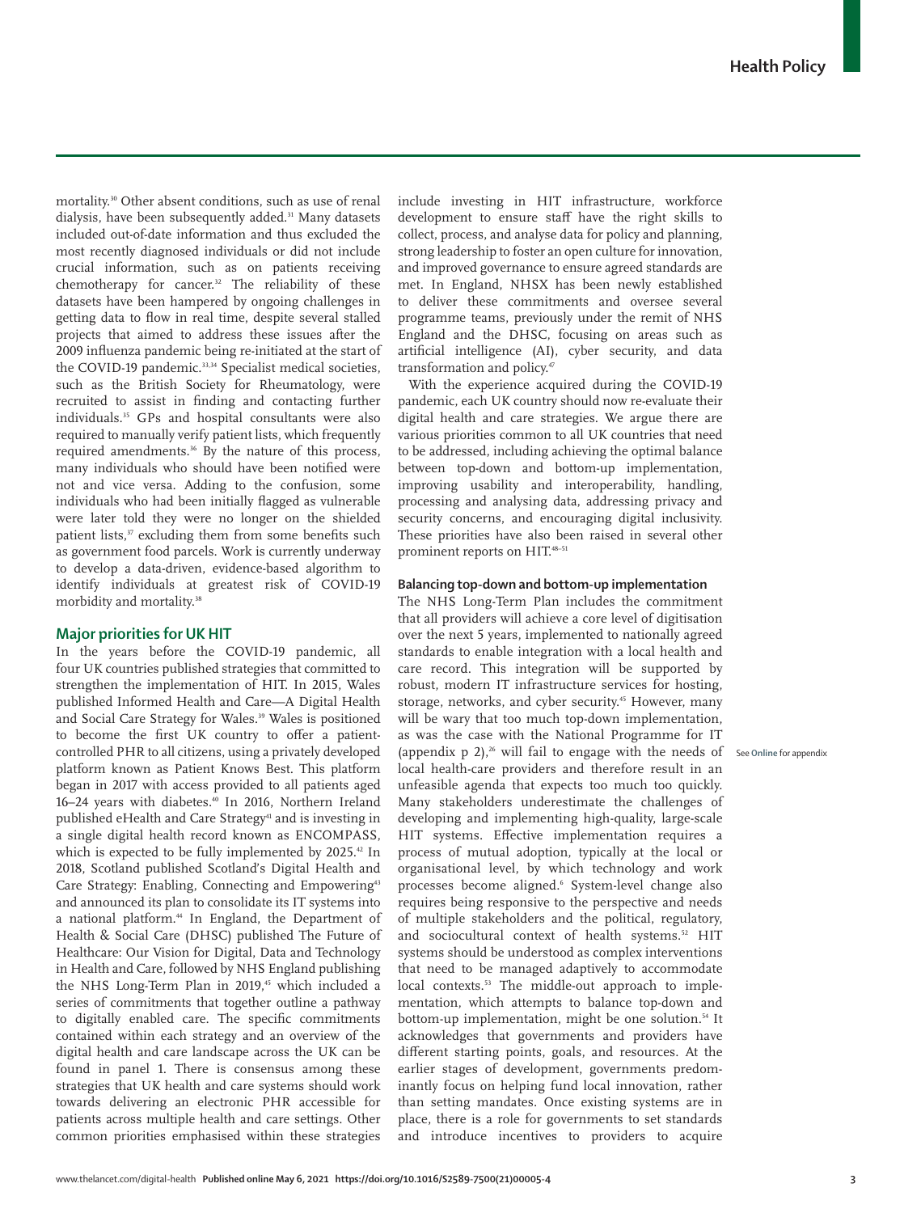mortality.[30] Other absent conditions, such as use of renal dialysis, have been subsequently added.[31] Many datasets included out-of-date information and thus excluded the most recently diagnosed individuals or did not include crucial information, such as on patients receiving chemotherapy for cancer.[32] The reliability of these datasets have been hampered by ongoing challenges in getting data to flow in real time, despite several stalled projects that aimed to address these issues after the 2009 influenza pandemic being re-initiated at the start of the COVID-19 pandemic.[33,34] Specialist medical societies, such as the British Society for Rheumatology, were recruited to assist in finding and contacting further individuals.[35] GPs and hospital consultants were also required to manually verify patient lists, which frequently required amendments.[36] By the nature of this process, many individuals who should have been notified were not and vice versa. Adding to the confusion, some individuals who had been initially flagged as vulnerable were later told they were no longer on the shielded patient lists,[37] excluding them from some benefits such as government food parcels. Work is currently underway to develop a data-driven, evidence-based algorithm to identify individuals at greatest risk of COVID-19 morbidity and mortality.[38]

## Major priorities for UK HIT

In the years before the COVID-19 pandemic, all four UK countries published strategies that committed to strengthen the implementation of HIT. In 2015, Wales published Informed Health and Care—A Digital Health and Social Care Strategy for Wales.[39] Wales is positioned to become the first UK country to offer a patient-controlled PHR to all citizens, using a privately developed platform known as Patient Knows Best. This platform began in 2017 with access provided to all patients aged 16–24 years with diabetes.[40] In 2016, Northern Ireland published eHealth and Care Strategy[41] and is investing in a single digital health record known as ENCOMPASS, which is expected to be fully implemented by 2025.[42] In 2018, Scotland published Scotland's Digital Health and Care Strategy: Enabling, Connecting and Empowering[43] and announced its plan to consolidate its IT systems into a national platform.[44] In England, the Department of Health & Social Care (DHSC) published The Future of Healthcare: Our Vision for Digital, Data and Technology in Health and Care, followed by NHS England publishing the NHS Long-Term Plan in 2019,[45] which included a series of commitments that together outline a pathway to digitally enabled care. The specific commitments contained within each strategy and an overview of the digital health and care landscape across the UK can be found in panel 1. There is consensus among these strategies that UK health and care systems should work towards delivering an electronic PHR accessible for patients across multiple health and care settings. Other common priorities emphasised within these strategies include investing in HIT infrastructure, workforce development to ensure staff have the right skills to collect, process, and analyse data for policy and planning, strong leadership to foster an open culture for innovation, and improved governance to ensure agreed standards are met. In England, NHSX has been newly established to deliver these commitments and oversee several programme teams, previously under the remit of NHS England and the DHSC, focusing on areas such as artificial intelligence (AI), cyber security, and data transformation and policy.[47]

With the experience acquired during the COVID-19 pandemic, each UK country should now re-evaluate their digital health and care strategies. We argue there are various priorities common to all UK countries that need to be addressed, including achieving the optimal balance between top-down and bottom-up implementation, improving usability and interoperability, handling, processing and analysing data, addressing privacy and security concerns, and encouraging digital inclusivity. These priorities have also been raised in several other prominent reports on HIT.[48–51]

### Balancing top-down and bottom-up implementation

The NHS Long-Term Plan includes the commitment that all providers will achieve a core level of digitisation over the next 5 years, implemented to nationally agreed standards to enable integration with a local health and care record. This integration will be supported by robust, modern IT infrastructure services for hosting, storage, networks, and cyber security.[45] However, many will be wary that too much top-down implementation, as was the case with the National Programme for IT (appendix p 2),[26] will fail to engage with the needs of local health-care providers and therefore result in an unfeasible agenda that expects too much too quickly. Many stakeholders underestimate the challenges of developing and implementing high-quality, large-scale HIT systems. Effective implementation requires a process of mutual adoption, typically at the local or organisational level, by which technology and work processes become aligned.[6] System-level change also requires being responsive to the perspective and needs of multiple stakeholders and the political, regulatory, and sociocultural context of health systems.[52] HIT systems should be understood as complex interventions that need to be managed adaptively to accommodate local contexts.[53] The middle-out approach to implementation, which attempts to balance top-down and bottom-up implementation, might be one solution.[54] It acknowledges that governments and providers have different starting points, goals, and resources. At the earlier stages of development, governments predominantly focus on helping fund local innovation, rather than setting mandates. Once existing systems are in place, there is a role for governments to set standards and introduce incentives to providers to acquire

See Online for appendix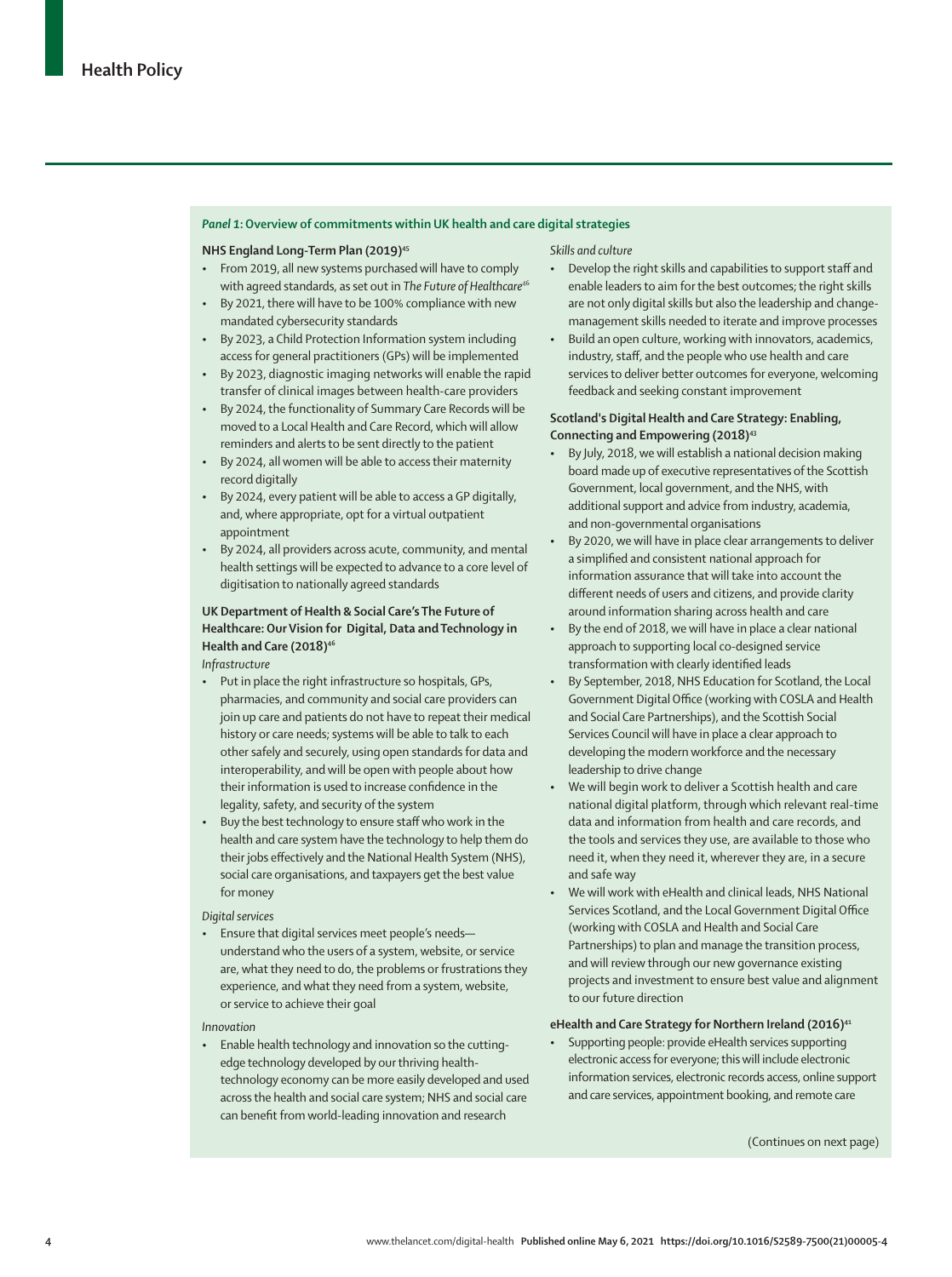### *Panel 1*: Overview of commitments within UK health and care digital strategies

**NHS England Long-Term Plan (2019)[45]**

- From 2019, all new systems purchased will have to comply with agreed standards, as set out in *The Future of Healthcare*[46]
- By 2021, there will have to be 100% compliance with new mandated cybersecurity standards
- By 2023, a Child Protection Information system including access for general practitioners (GPs) will be implemented
- By 2023, diagnostic imaging networks will enable the rapid transfer of clinical images between health-care providers
- By 2024, the functionality of Summary Care Records will be moved to a Local Health and Care Record, which will allow reminders and alerts to be sent directly to the patient
- By 2024, all women will be able to access their maternity record digitally
- By 2024, every patient will be able to access a GP digitally, and, where appropriate, opt for a virtual outpatient appointment
- By 2024, all providers across acute, community, and mental health settings will be expected to advance to a core level of digitisation to nationally agreed standards

**UK Department of Health & Social Care's The Future of Healthcare: Our Vision for Digital, Data and Technology in Health and Care (2018)[46]**

*Infrastructure*

- Put in place the right infrastructure so hospitals, GPs, pharmacies, and community and social care providers can join up care and patients do not have to repeat their medical history or care needs; systems will be able to talk to each other safely and securely, using open standards for data and interoperability, and will be open with people about how their information is used to increase confidence in the legality, safety, and security of the system
- Buy the best technology to ensure staff who work in the health and care system have the technology to help them do their jobs effectively and the National Health System (NHS), social care organisations, and taxpayers get the best value for money

*Digital services*

- Ensure that digital services meet people's needs—understand who the users of a system, website, or service are, what they need to do, the problems or frustrations they experience, and what they need from a system, website, or service to achieve their goal

*Innovation*

- Enable health technology and innovation so the cutting-edge technology developed by our thriving health-technology economy can be more easily developed and used across the health and social care system; NHS and social care can benefit from world-leading innovation and research

*Skills and culture*

- Develop the right skills and capabilities to support staff and enable leaders to aim for the best outcomes; the right skills are not only digital skills but also the leadership and change-management skills needed to iterate and improve processes
- Build an open culture, working with innovators, academics, industry, staff, and the people who use health and care services to deliver better outcomes for everyone, welcoming feedback and seeking constant improvement

**Scotland's Digital Health and Care Strategy: Enabling, Connecting and Empowering (2018)[43]**

- By July, 2018, we will establish a national decision making board made up of executive representatives of the Scottish Government, local government, and the NHS, with additional support and advice from industry, academia, and non-governmental organisations
- By 2020, we will have in place clear arrangements to deliver a simplified and consistent national approach for information assurance that will take into account the different needs of users and citizens, and provide clarity around information sharing across health and care
- By the end of 2018, we will have in place a clear national approach to supporting local co-designed service transformation with clearly identified leads
- By September, 2018, NHS Education for Scotland, the Local Government Digital Office (working with COSLA and Health and Social Care Partnerships), and the Scottish Social Services Council will have in place a clear approach to developing the modern workforce and the necessary leadership to drive change
- We will begin work to deliver a Scottish health and care national digital platform, through which relevant real-time data and information from health and care records, and the tools and services they use, are available to those who need it, when they need it, wherever they are, in a secure and safe way
- We will work with eHealth and clinical leads, NHS National Services Scotland, and the Local Government Digital Office (working with COSLA and Health and Social Care Partnerships) to plan and manage the transition process, and will review through our new governance existing projects and investment to ensure best value and alignment to our future direction

**eHealth and Care Strategy for Northern Ireland (2016)[41]**

- Supporting people: provide eHealth services supporting electronic access for everyone; this will include electronic information services, electronic records access, online support and care services, appointment booking, and remote care

(Continues on next page)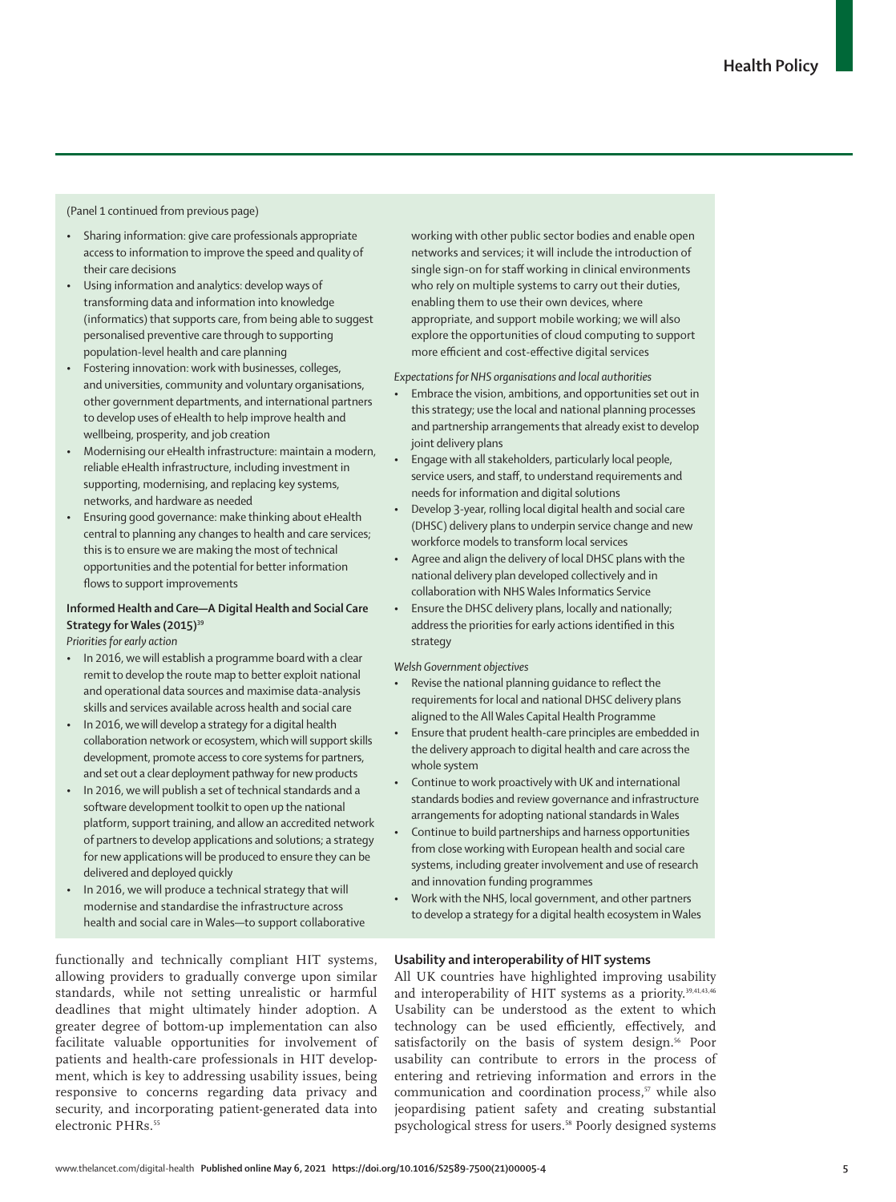(Panel 1 continued from previous page)

- Sharing information: give care professionals appropriate access to information to improve the speed and quality of their care decisions
- Using information and analytics: develop ways of transforming data and information into knowledge (informatics) that supports care, from being able to suggest personalised preventive care through to supporting population-level health and care planning
- Fostering innovation: work with businesses, colleges, and universities, community and voluntary organisations, other government departments, and international partners to develop uses of eHealth to help improve health and wellbeing, prosperity, and job creation
- Modernising our eHealth infrastructure: maintain a modern, reliable eHealth infrastructure, including investment in supporting, modernising, and replacing key systems, networks, and hardware as needed
- Ensuring good governance: make thinking about eHealth central to planning any changes to health and care services; this is to ensure we are making the most of technical opportunities and the potential for better information flows to support improvements

**Informed Health and Care—A Digital Health and Social Care Strategy for Wales (2015)**[39]

*Priorities for early action*

- In 2016, we will establish a programme board with a clear remit to develop the route map to better exploit national and operational data sources and maximise data-analysis skills and services available across health and social care
- In 2016, we will develop a strategy for a digital health collaboration network or ecosystem, which will support skills development, promote access to core systems for partners, and set out a clear deployment pathway for new products
- In 2016, we will publish a set of technical standards and a software development toolkit to open up the national platform, support training, and allow an accredited network of partners to develop applications and solutions; a strategy for new applications will be produced to ensure they can be delivered and deployed quickly
- In 2016, we will produce a technical strategy that will modernise and standardise the infrastructure across health and social care in Wales—to support collaborative working with other public sector bodies and enable open networks and services; it will include the introduction of single sign-on for staff working in clinical environments who rely on multiple systems to carry out their duties, enabling them to use their own devices, where appropriate, and support mobile working; we will also explore the opportunities of cloud computing to support more efficient and cost-effective digital services

*Expectations for NHS organisations and local authorities*

- Embrace the vision, ambitions, and opportunities set out in this strategy; use the local and national planning processes and partnership arrangements that already exist to develop joint delivery plans
- Engage with all stakeholders, particularly local people, service users, and staff, to understand requirements and needs for information and digital solutions
- Develop 3-year, rolling local digital health and social care (DHSC) delivery plans to underpin service change and new workforce models to transform local services
- Agree and align the delivery of local DHSC plans with the national delivery plan developed collectively and in collaboration with NHS Wales Informatics Service
- Ensure the DHSC delivery plans, locally and nationally; address the priorities for early actions identified in this strategy

*Welsh Government objectives*

- Revise the national planning guidance to reflect the requirements for local and national DHSC delivery plans aligned to the All Wales Capital Health Programme
- Ensure that prudent health-care principles are embedded in the delivery approach to digital health and care across the whole system
- Continue to work proactively with UK and international standards bodies and review governance and infrastructure arrangements for adopting national standards in Wales
- Continue to build partnerships and harness opportunities from close working with European health and social care systems, including greater involvement and use of research and innovation funding programmes
- Work with the NHS, local government, and other partners to develop a strategy for a digital health ecosystem in Wales

functionally and technically compliant HIT systems, allowing providers to gradually converge upon similar standards, while not setting unrealistic or harmful deadlines that might ultimately hinder adoption. A greater degree of bottom-up implementation can also facilitate valuable opportunities for involvement of patients and health-care professionals in HIT development, which is key to addressing usability issues, being responsive to concerns regarding data privacy and security, and incorporating patient-generated data into electronic PHRs.[55]

## Usability and interoperability of HIT systems

All UK countries have highlighted improving usability and interoperability of HIT systems as a priority.[39,41,43,46] Usability can be understood as the extent to which technology can be used efficiently, effectively, and satisfactorily on the basis of system design.[56] Poor usability can contribute to errors in the process of entering and retrieving information and errors in the communication and coordination process,[57] while also jeopardising patient safety and creating substantial psychological stress for users.[58] Poorly designed systems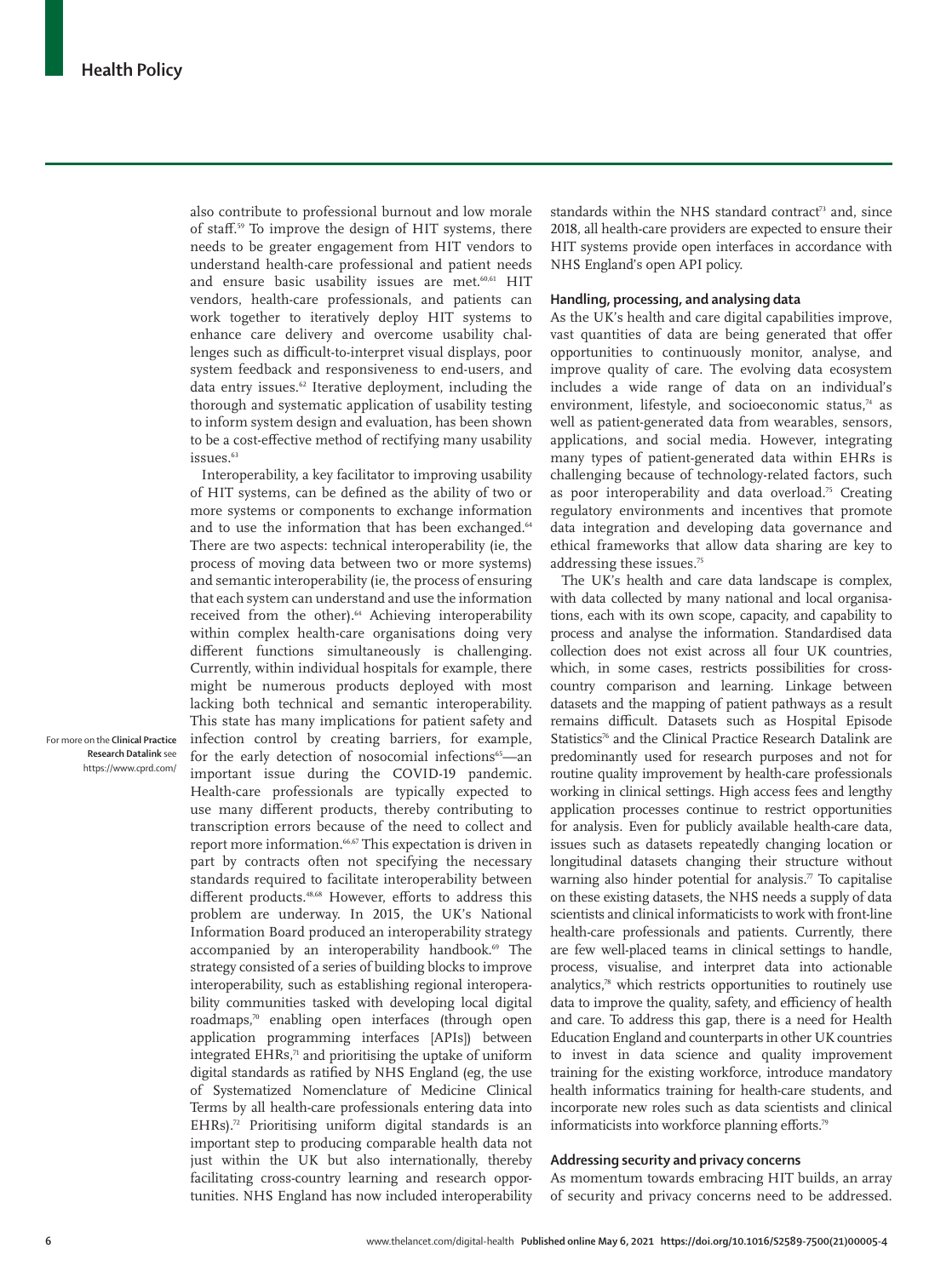also contribute to professional burnout and low morale of staff.[59] To improve the design of HIT systems, there needs to be greater engagement from HIT vendors to understand health-care professional and patient needs and ensure basic usability issues are met.[60,61] HIT vendors, health-care professionals, and patients can work together to iteratively deploy HIT systems to enhance care delivery and overcome usability challenges such as difficult-to-interpret visual displays, poor system feedback and responsiveness to end-users, and data entry issues.[62] Iterative deployment, including the thorough and systematic application of usability testing to inform system design and evaluation, has been shown to be a cost-effective method of rectifying many usability issues.[63]

Interoperability, a key facilitator to improving usability of HIT systems, can be defined as the ability of two or more systems or components to exchange information and to use the information that has been exchanged.[64] There are two aspects: technical interoperability (ie, the process of moving data between two or more systems) and semantic interoperability (ie, the process of ensuring that each system can understand and use the information received from the other).[64] Achieving interoperability within complex health-care organisations doing very different functions simultaneously is challenging. Currently, within individual hospitals for example, there might be numerous products deployed with most lacking both technical and semantic interoperability. This state has many implications for patient safety and infection control by creating barriers, for example, for the early detection of nosocomial infections[65]—an important issue during the COVID-19 pandemic. Health-care professionals are typically expected to use many different products, thereby contributing to transcription errors because of the need to collect and report more information.[66,67] This expectation is driven in part by contracts often not specifying the necessary standards required to facilitate interoperability between different products.[48,68] However, efforts to address this problem are underway. In 2015, the UK's National Information Board produced an interoperability strategy accompanied by an interoperability handbook.[69] The strategy consisted of a series of building blocks to improve interoperability, such as establishing regional interoperability communities tasked with developing local digital roadmaps,[70] enabling open interfaces (through open application programming interfaces [APIs]) between integrated EHRs,[71] and prioritising the uptake of uniform digital standards as ratified by NHS England (eg, the use of Systematized Nomenclature of Medicine Clinical Terms by all health-care professionals entering data into EHRs).[72] Prioritising uniform digital standards is an important step to producing comparable health data not just within the UK but also internationally, thereby facilitating cross-country learning and research opportunities. NHS England has now included interoperability standards within the NHS standard contract[73] and, since 2018, all health-care providers are expected to ensure their HIT systems provide open interfaces in accordance with NHS England's open API policy.

For more on the **Clinical Practice Research Datalink** see https://www.cprd.com/

### Handling, processing, and analysing data

As the UK's health and care digital capabilities improve, vast quantities of data are being generated that offer opportunities to continuously monitor, analyse, and improve quality of care. The evolving data ecosystem includes a wide range of data on an individual's environment, lifestyle, and socioeconomic status,[74] as well as patient-generated data from wearables, sensors, applications, and social media. However, integrating many types of patient-generated data within EHRs is challenging because of technology-related factors, such as poor interoperability and data overload.[75] Creating regulatory environments and incentives that promote data integration and developing data governance and ethical frameworks that allow data sharing are key to addressing these issues.[75]

The UK's health and care data landscape is complex, with data collected by many national and local organisations, each with its own scope, capacity, and capability to process and analyse the information. Standardised data collection does not exist across all four UK countries, which, in some cases, restricts possibilities for cross-country comparison and learning. Linkage between datasets and the mapping of patient pathways as a result remains difficult. Datasets such as Hospital Episode Statistics[76] and the Clinical Practice Research Datalink are predominantly used for research purposes and not for routine quality improvement by health-care professionals working in clinical settings. High access fees and lengthy application processes continue to restrict opportunities for analysis. Even for publicly available health-care data, issues such as datasets repeatedly changing location or longitudinal datasets changing their structure without warning also hinder potential for analysis.[77] To capitalise on these existing datasets, the NHS needs a supply of data scientists and clinical informaticists to work with front-line health-care professionals and patients. Currently, there are few well-placed teams in clinical settings to handle, process, visualise, and interpret data into actionable analytics,[78] which restricts opportunities to routinely use data to improve the quality, safety, and efficiency of health and care. To address this gap, there is a need for Health Education England and counterparts in other UK countries to invest in data science and quality improvement training for the existing workforce, introduce mandatory health informatics training for health-care students, and incorporate new roles such as data scientists and clinical informaticists into workforce planning efforts.[79]

### Addressing security and privacy concerns

As momentum towards embracing HIT builds, an array of security and privacy concerns need to be addressed.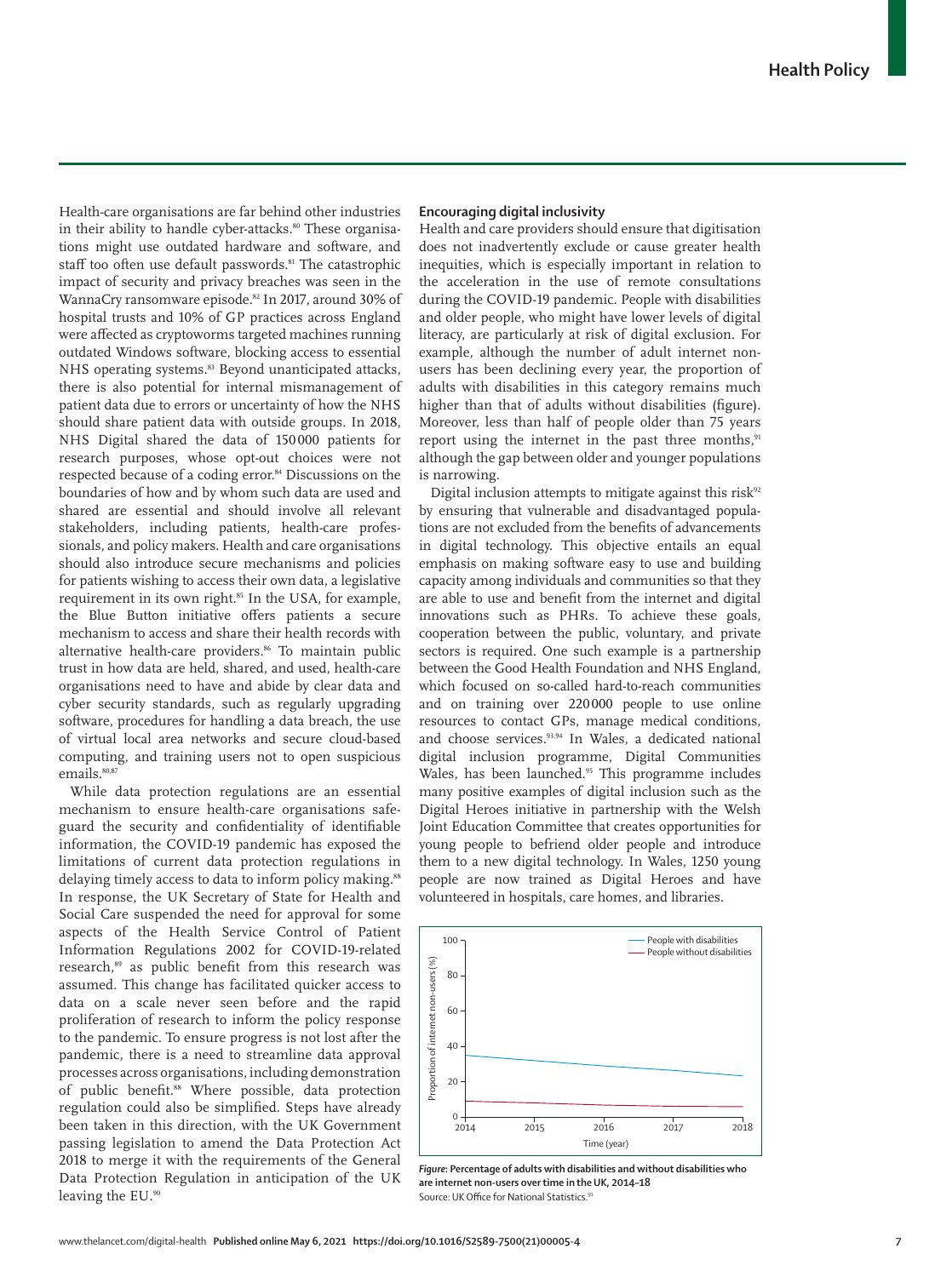Health-care organisations are far behind other industries in their ability to handle cyber-attacks.[80] These organisations might use outdated hardware and software, and staff too often use default passwords.[81] The catastrophic impact of security and privacy breaches was seen in the WannaCry ransomware episode.[82] In 2017, around 30% of hospital trusts and 10% of GP practices across England were affected as cryptoworms targeted machines running outdated Windows software, blocking access to essential NHS operating systems.[83] Beyond unanticipated attacks, there is also potential for internal mismanagement of patient data due to errors or uncertainty of how the NHS should share patient data with outside groups. In 2018, NHS Digital shared the data of 150 000 patients for research purposes, whose opt-out choices were not respected because of a coding error.[84] Discussions on the boundaries of how and by whom such data are used and shared are essential and should involve all relevant stakeholders, including patients, health-care professionals, and policy makers. Health and care organisations should also introduce secure mechanisms and policies for patients wishing to access their own data, a legislative requirement in its own right.[85] In the USA, for example, the Blue Button initiative offers patients a secure mechanism to access and share their health records with alternative health-care providers.[86] To maintain public trust in how data are held, shared, and used, health-care organisations need to have and abide by clear data and cyber security standards, such as regularly upgrading software, procedures for handling a data breach, the use of virtual local area networks and secure cloud-based computing, and training users not to open suspicious emails.[80,87]

While data protection regulations are an essential mechanism to ensure health-care organisations safeguard the security and confidentiality of identifiable information, the COVID-19 pandemic has exposed the limitations of current data protection regulations in delaying timely access to data to inform policy making.[88] In response, the UK Secretary of State for Health and Social Care suspended the need for approval for some aspects of the Health Service Control of Patient Information Regulations 2002 for COVID-19-related research,[89] as public benefit from this research was assumed. This change has facilitated quicker access to data on a scale never seen before and the rapid proliferation of research to inform the policy response to the pandemic. To ensure progress is not lost after the pandemic, there is a need to streamline data approval processes across organisations, including demonstration of public benefit.[88] Where possible, data protection regulation could also be simplified. Steps have already been taken in this direction, with the UK Government passing legislation to amend the Data Protection Act 2018 to merge it with the requirements of the General Data Protection Regulation in anticipation of the UK leaving the EU.[90]

**Encouraging digital inclusivity**

Health and care providers should ensure that digitisation does not inadvertently exclude or cause greater health inequities, which is especially important in relation to the acceleration in the use of remote consultations during the COVID-19 pandemic. People with disabilities and older people, who might have lower levels of digital literacy, are particularly at risk of digital exclusion. For example, although the number of adult internet non-users has been declining every year, the proportion of adults with disabilities in this category remains much higher than that of adults without disabilities (figure). Moreover, less than half of people older than 75 years report using the internet in the past three months,[91] although the gap between older and younger populations is narrowing.

Digital inclusion attempts to mitigate against this risk[92] by ensuring that vulnerable and disadvantaged populations are not excluded from the benefits of advancements in digital technology. This objective entails an equal emphasis on making software easy to use and building capacity among individuals and communities so that they are able to use and benefit from the internet and digital innovations such as PHRs. To achieve these goals, cooperation between the public, voluntary, and private sectors is required. One such example is a partnership between the Good Health Foundation and NHS England, which focused on so-called hard-to-reach communities and on training over 220 000 people to use online resources to contact GPs, manage medical conditions, and choose services.[93,94] In Wales, a dedicated national digital inclusion programme, Digital Communities Wales, has been launched.[95] This programme includes many positive examples of digital inclusion such as the Digital Heroes initiative in partnership with the Welsh Joint Education Committee that creates opportunities for young people to befriend older people and introduce them to a new digital technology. In Wales, 1250 young people are now trained as Digital Heroes and have volunteered in hospitals, care homes, and libraries.

***Figure*: Percentage of adults with disabilities and without disabilities who are internet non-users over time in the UK, 2014–18**
Source: UK Office for National Statistics.[91]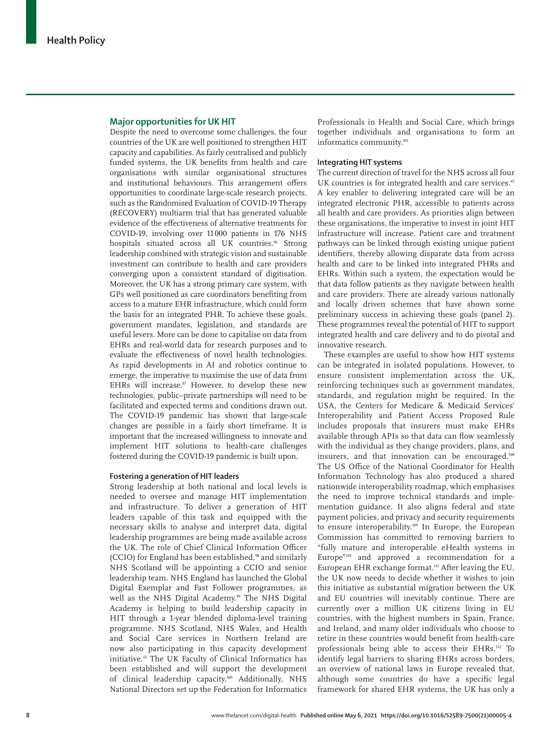## Major opportunities for UK HIT

Despite the need to overcome some challenges, the four countries of the UK are well positioned to strengthen HIT capacity and capabilities. As fairly centralised and publicly funded systems, the UK benefits from health and care organisations with similar organisational structures and institutional behaviours. This arrangement offers opportunities to coordinate large-scale research projects, such as the Randomised Evaluation of COVID-19 Therapy (RECOVERY) multiarm trial that has generated valuable evidence of the effectiveness of alternative treatments for COVID-19, involving over 11 000 patients in 176 NHS hospitals situated across all UK countries.[96] Strong leadership combined with strategic vision and sustainable investment can contribute to health and care providers converging upon a consistent standard of digitisation. Moreover, the UK has a strong primary care system, with GPs well positioned as care coordinators benefiting from access to a mature EHR infrastructure, which could form the basis for an integrated PHR. To achieve these goals, government mandates, legislation, and standards are useful levers. More can be done to capitalise on data from EHRs and real-world data for research purposes and to evaluate the effectiveness of novel health technologies. As rapid developments in AI and robotics continue to emerge, the imperative to maximise the use of data from EHRs will increase.[97] However, to develop these new technologies, public–private partnerships will need to be facilitated and expected terms and conditions drawn out. The COVID-19 pandemic has shown that large-scale changes are possible in a fairly short timeframe. It is important that the increased willingness to innovate and implement HIT solutions to health-care challenges fostered during the COVID-19 pandemic is built upon.

### Fostering a generation of HIT leaders

Strong leadership at both national and local levels is needed to oversee and manage HIT implementation and infrastructure. To deliver a generation of HIT leaders capable of this task and equipped with the necessary skills to analyse and interpret data, digital leadership programmes are being made available across the UK. The role of Chief Clinical Information Officer (CCIO) for England has been established,[98] and similarly NHS Scotland will be appointing a CCIO and senior leadership team. NHS England has launched the Global Digital Exemplar and Fast Follower programmes, as well as the NHS Digital Academy.[99] The NHS Digital Academy is helping to build leadership capacity in HIT through a 1-year blended diploma-level training programme. NHS Scotland, NHS Wales, and Health and Social Care services in Northern Ireland are now also participating in this capacity development initiative.[43] The UK Faculty of Clinical Informatics has been established and will support the development of clinical leadership capacity.[100] Additionally, NHS National Directors set up the Federation for Informatics Professionals in Health and Social Care, which brings together individuals and organisations to form an informatics community.[101]

### Integrating HIT systems

The current direction of travel for the NHS across all four UK countries is for integrated health and care services.[45] A key enabler to delivering integrated care will be an integrated electronic PHR, accessible to patients across all health and care providers. As priorities align between these organisations, the imperative to invest in joint HIT infrastructure will increase. Patient care and treatment pathways can be linked through existing unique patient identifiers, thereby allowing disparate data from across health and care to be linked into integrated PHRs and EHRs. Within such a system, the expectation would be that data follow patients as they navigate between health and care providers. There are already various nationally and locally driven schemes that have shown some preliminary success in achieving these goals (panel 2). These programmes reveal the potential of HIT to support integrated health and care delivery and to do pivotal and innovative research.

These examples are useful to show how HIT systems can be integrated in isolated populations. However, to ensure consistent implementation across the UK, reinforcing techniques such as government mandates, standards, and regulation might be required. In the USA, the Centers for Medicare & Medicaid Services' Interoperability and Patient Access Proposed Rule includes proposals that insurers must make EHRs available through APIs so that data can flow seamlessly with the individual as they change providers, plans, and insurers, and that innovation can be encouraged.[108] The US Office of the National Coordinator for Health Information Technology has also produced a shared nationwide interoperability roadmap, which emphasises the need to improve technical standards and implementation guidance. It also aligns federal and state payment policies, and privacy and security requirements to ensure interoperability.[109] In Europe, the European Commission has committed to removing barriers to "fully mature and interoperable eHealth systems in Europe"[110] and approved a recommendation for a European EHR exchange format.[111] After leaving the EU, the UK now needs to decide whether it wishes to join this initiative as substantial migration between the UK and EU countries will inevitably continue. There are currently over a million UK citizens living in EU countries, with the highest numbers in Spain, France, and Ireland, and many older individuals who choose to retire in these countries would benefit from health-care professionals being able to access their EHRs.[112] To identify legal barriers to sharing EHRs across borders, an overview of national laws in Europe revealed that, although some countries do have a specific legal framework for shared EHR systems, the UK has only a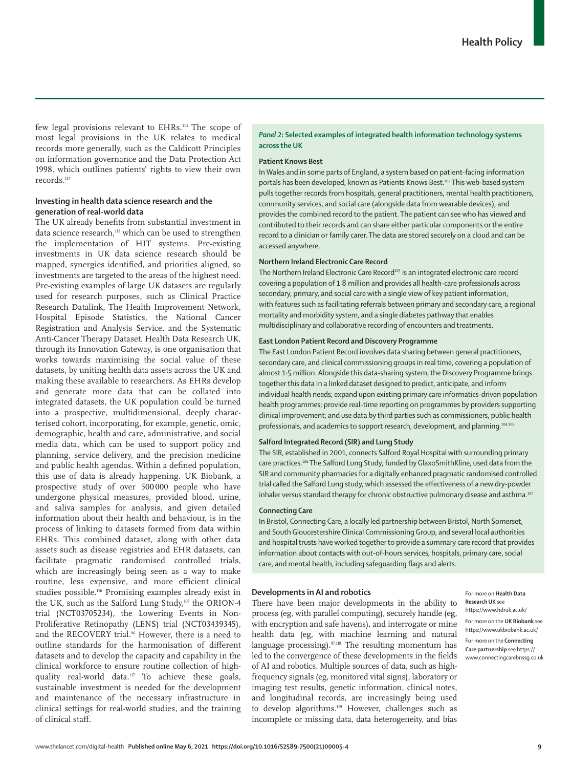few legal provisions relevant to EHRs.[113] The scope of most legal provisions in the UK relates to medical records more generally, such as the Caldicott Principles on information governance and the Data Protection Act 1998, which outlines patients' rights to view their own records.[114]

## Investing in health data science research and the generation of real-world data

The UK already benefits from substantial investment in data science research,[115] which can be used to strengthen the implementation of HIT systems. Pre-existing investments in UK data science research should be mapped, synergies identified, and priorities aligned, so investments are targeted to the areas of the highest need. Pre-existing examples of large UK datasets are regularly used for research purposes, such as Clinical Practice Research Datalink, The Health Improvement Network, Hospital Episode Statistics, the National Cancer Registration and Analysis Service, and the Systematic Anti-Cancer Therapy Dataset. Health Data Research UK, through its Innovation Gateway, is one organisation that works towards maximising the social value of these datasets, by uniting health data assets across the UK and making these available to researchers. As EHRs develop and generate more data that can be collated into integrated datasets, the UK population could be turned into a prospective, multidimensional, deeply characterised cohort, incorporating, for example, genetic, omic, demographic, health and care, administrative, and social media data, which can be used to support policy and planning, service delivery, and the precision medicine and public health agendas. Within a defined population, this use of data is already happening. UK Biobank, a prospective study of over 500 000 people who have undergone physical measures, provided blood, urine, and saliva samples for analysis, and given detailed information about their health and behaviour, is in the process of linking to datasets formed from data within EHRs. This combined dataset, along with other data assets such as disease registries and EHR datasets, can facilitate pragmatic randomised controlled trials, which are increasingly being seen as a way to make routine, less expensive, and more efficient clinical studies possible.[116] Promising examples already exist in the UK, such as the Salford Lung Study,[107] the ORION-4 trial (NCT03705234), the Lowering Events in Non-Proliferative Retinopathy (LENS) trial (NCT03439345), and the RECOVERY trial.[96] However, there is a need to outline standards for the harmonisation of different datasets and to develop the capacity and capability in the clinical workforce to ensure routine collection of high-quality real-world data.[117] To achieve these goals, sustainable investment is needed for the development and maintenance of the necessary infrastructure in clinical settings for real-world studies, and the training of clinical staff.

### *Panel 2*: Selected examples of integrated health information technology systems across the UK

**Patient Knows Best**

In Wales and in some parts of England, a system based on patient-facing information portals has been developed, known as Patients Knows Best.[102] This web-based system pulls together records from hospitals, general practitioners, mental health practitioners, community services, and social care (alongside data from wearable devices), and provides the combined record to the patient. The patient can see who has viewed and contributed to their records and can share either particular components or the entire record to a clinician or family carer. The data are stored securely on a cloud and can be accessed anywhere.

**Northern Ireland Electronic Care Record**

The Northern Ireland Electronic Care Record[103] is an integrated electronic care record covering a population of 1·8 million and provides all health-care professionals across secondary, primary, and social care with a single view of key patient information, with features such as facilitating referrals between primary and secondary care, a regional mortality and morbidity system, and a single diabetes pathway that enables multidisciplinary and collaborative recording of encounters and treatments.

**East London Patient Record and Discovery Programme**

The East London Patient Record involves data sharing between general practitioners, secondary care, and clinical commissioning groups in real time, covering a population of almost 1·5 million. Alongside this data-sharing system, the Discovery Programme brings together this data in a linked dataset designed to predict, anticipate, and inform individual health needs; expand upon existing primary care informatics-driven population health programmes; provide real-time reporting on programmes by providers supporting clinical improvement; and use data by third parties such as commissioners, public health professionals, and academics to support research, development, and planning.[104,105]

**Salford Integrated Record (SIR) and Lung Study**

The SIR, established in 2001, connects Salford Royal Hospital with surrounding primary care practices.[106] The Salford Lung Study, funded by GlaxoSmithKline, used data from the SIR and community pharmacies for a digitally enhanced pragmatic randomised controlled trial called the Salford Lung study, which assessed the effectiveness of a new dry-powder inhaler versus standard therapy for chronic obstructive pulmonary disease and asthma.[107]

**Connecting Care**

In Bristol, Connecting Care, a locally led partnership between Bristol, North Somerset, and South Gloucestershire Clinical Commissioning Group, and several local authorities and hospital trusts have worked together to provide a summary care record that provides information about contacts with out-of-hours services, hospitals, primary care, social care, and mental health, including safeguarding flags and alerts.

## Developments in AI and robotics

There have been major developments in the ability to process (eg, with parallel computing), securely handle (eg, with encryption and safe havens), and interrogate or mine health data (eg, with machine learning and natural language processing).[97,118] The resulting momentum has led to the convergence of these developments in the fields of AI and robotics. Multiple sources of data, such as high-frequency signals (eg, monitored vital signs), laboratory or imaging test results, genetic information, clinical notes, and longitudinal records, are increasingly being used to develop algorithms.[119] However, challenges such as incomplete or missing data, data heterogeneity, and bias

For more on **Health Data Research UK** see https://www.hdruk.ac.uk/

For more on the **UK Biobank** see https://www.ukbiobank.ac.uk/

For more on the **Connecting Care partnership** see https://www.connectingcarebnssg.co.uk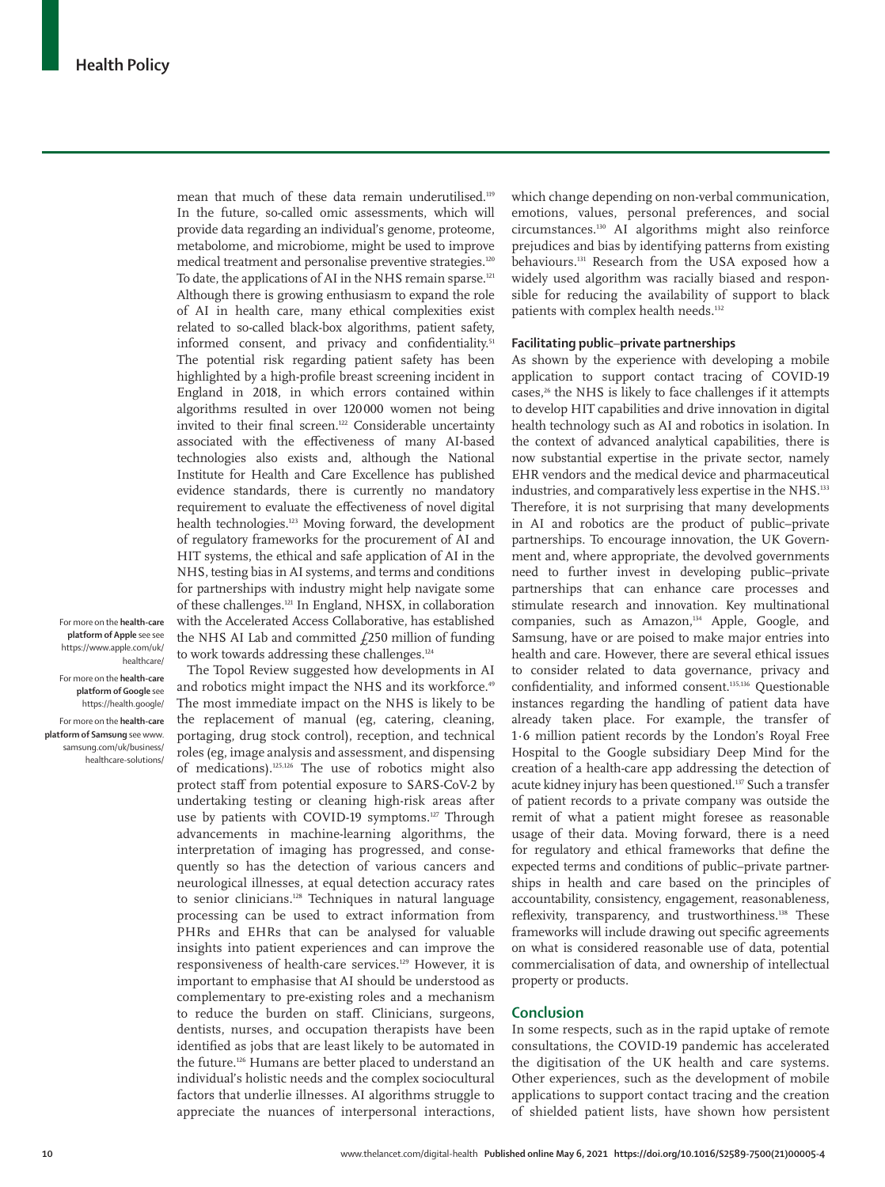mean that much of these data remain underutilised.[119] In the future, so-called omic assessments, which will provide data regarding an individual's genome, proteome, metabolome, and microbiome, might be used to improve medical treatment and personalise preventive strategies.[120] To date, the applications of AI in the NHS remain sparse.[121] Although there is growing enthusiasm to expand the role of AI in health care, many ethical complexities exist related to so-called black-box algorithms, patient safety, informed consent, and privacy and confidentiality.[51] The potential risk regarding patient safety has been highlighted by a high-profile breast screening incident in England in 2018, in which errors contained within algorithms resulted in over 120 000 women not being invited to their final screen.[122] Considerable uncertainty associated with the effectiveness of many AI-based technologies also exists and, although the National Institute for Health and Care Excellence has published evidence standards, there is currently no mandatory requirement to evaluate the effectiveness of novel digital health technologies.[123] Moving forward, the development of regulatory frameworks for the procurement of AI and HIT systems, the ethical and safe application of AI in the NHS, testing bias in AI systems, and terms and conditions for partnerships with industry might help navigate some of these challenges.[121] In England, NHSX, in collaboration with the Accelerated Access Collaborative, has established the NHS AI Lab and committed £250 million of funding to work towards addressing these challenges.[124]

For more on the **health-care platform of Apple** see see https://www.apple.com/uk/healthcare/

For more on the **health-care platform of Google** see https://health.google/

For more on the **health-care platform of Samsung** see www.samsung.com/uk/business/healthcare-solutions/

The Topol Review suggested how developments in AI and robotics might impact the NHS and its workforce.[49] The most immediate impact on the NHS is likely to be the replacement of manual (eg, catering, cleaning, portaging, drug stock control), reception, and technical roles (eg, image analysis and assessment, and dispensing of medications).[125,126] The use of robotics might also protect staff from potential exposure to SARS-CoV-2 by undertaking testing or cleaning high-risk areas after use by patients with COVID-19 symptoms.[127] Through advancements in machine-learning algorithms, the interpretation of imaging has progressed, and consequently so has the detection of various cancers and neurological illnesses, at equal detection accuracy rates to senior clinicians.[128] Techniques in natural language processing can be used to extract information from PHRs and EHRs that can be analysed for valuable insights into patient experiences and can improve the responsiveness of health-care services.[129] However, it is important to emphasise that AI should be understood as complementary to pre-existing roles and a mechanism to reduce the burden on staff. Clinicians, surgeons, dentists, nurses, and occupation therapists have been identified as jobs that are least likely to be automated in the future.[126] Humans are better placed to understand an individual's holistic needs and the complex sociocultural factors that underlie illnesses. AI algorithms struggle to appreciate the nuances of interpersonal interactions, which change depending on non-verbal communication, emotions, values, personal preferences, and social circumstances.[130] AI algorithms might also reinforce prejudices and bias by identifying patterns from existing behaviours.[131] Research from the USA exposed how a widely used algorithm was racially biased and responsible for reducing the availability of support to black patients with complex health needs.[132]

### Facilitating public–private partnerships

As shown by the experience with developing a mobile application to support contact tracing of COVID-19 cases,[26] the NHS is likely to face challenges if it attempts to develop HIT capabilities and drive innovation in digital health technology such as AI and robotics in isolation. In the context of advanced analytical capabilities, there is now substantial expertise in the private sector, namely EHR vendors and the medical device and pharmaceutical industries, and comparatively less expertise in the NHS.[133] Therefore, it is not surprising that many developments in AI and robotics are the product of public–private partnerships. To encourage innovation, the UK Government and, where appropriate, the devolved governments need to further invest in developing public–private partnerships that can enhance care processes and stimulate research and innovation. Key multinational companies, such as Amazon,[134] Apple, Google, and Samsung, have or are poised to make major entries into health and care. However, there are several ethical issues to consider related to data governance, privacy and confidentiality, and informed consent.[135,136] Questionable instances regarding the handling of patient data have already taken place. For example, the transfer of 1·6 million patient records by the London's Royal Free Hospital to the Google subsidiary Deep Mind for the creation of a health-care app addressing the detection of acute kidney injury has been questioned.[137] Such a transfer of patient records to a private company was outside the remit of what a patient might foresee as reasonable usage of their data. Moving forward, there is a need for regulatory and ethical frameworks that define the expected terms and conditions of public–private partnerships in health and care based on the principles of accountability, consistency, engagement, reasonableness, reflexivity, transparency, and trustworthiness.[138] These frameworks will include drawing out specific agreements on what is considered reasonable use of data, potential commercialisation of data, and ownership of intellectual property or products.

## Conclusion

In some respects, such as in the rapid uptake of remote consultations, the COVID-19 pandemic has accelerated the digitisation of the UK health and care systems. Other experiences, such as the development of mobile applications to support contact tracing and the creation of shielded patient lists, have shown how persistent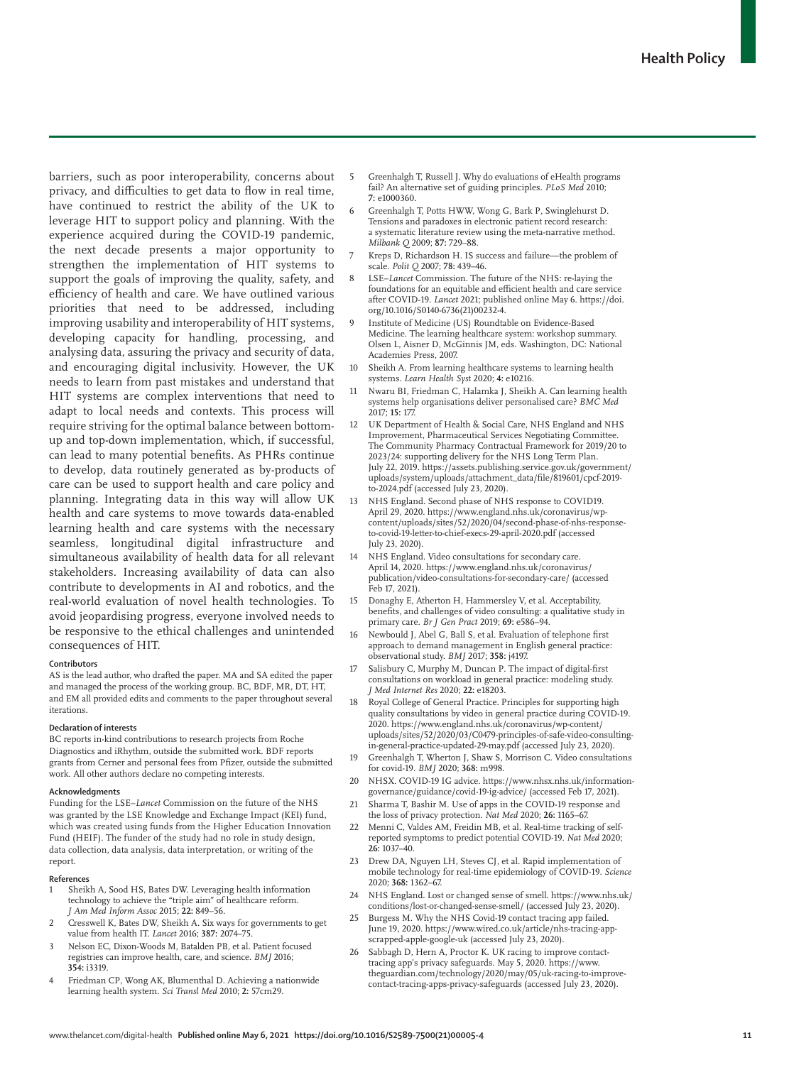barriers, such as poor interoperability, concerns about privacy, and difficulties to get data to flow in real time, have continued to restrict the ability of the UK to leverage HIT to support policy and planning. With the experience acquired during the COVID-19 pandemic, the next decade presents a major opportunity to strengthen the implementation of HIT systems to support the goals of improving the quality, safety, and efficiency of health and care. We have outlined various priorities that need to be addressed, including improving usability and interoperability of HIT systems, developing capacity for handling, processing, and analysing data, assuring the privacy and security of data, and encouraging digital inclusivity. However, the UK needs to learn from past mistakes and understand that HIT systems are complex interventions that need to adapt to local needs and contexts. This process will require striving for the optimal balance between bottom-up and top-down implementation, which, if successful, can lead to many potential benefits. As PHRs continue to develop, data routinely generated as by-products of care can be used to support health and care policy and planning. Integrating data in this way will allow UK health and care systems to move towards data-enabled learning health and care systems with the necessary seamless, longitudinal digital infrastructure and simultaneous availability of health data for all relevant stakeholders. Increasing availability of data can also contribute to developments in AI and robotics, and the real-world evaluation of novel health technologies. To avoid jeopardising progress, everyone involved needs to be responsive to the ethical challenges and unintended consequences of HIT.

#### Contributors

AS is the lead author, who drafted the paper. MA and SA edited the paper and managed the process of the working group. BC, BDF, MR, DT, HT, and EM all provided edits and comments to the paper throughout several iterations.

#### Declaration of interests

BC reports in-kind contributions to research projects from Roche Diagnostics and iRhythm, outside the submitted work. BDF reports grants from Cerner and personal fees from Pfizer, outside the submitted work. All other authors declare no competing interests.

#### Acknowledgments

Funding for the LSE–*Lancet* Commission on the future of the NHS was granted by the LSE Knowledge and Exchange Impact (KEI) fund, which was created using funds from the Higher Education Innovation Fund (HEIF). The funder of the study had no role in study design, data collection, data analysis, data interpretation, or writing of the report.

#### References

1. Sheikh A, Sood HS, Bates DW. Leveraging health information technology to achieve the "triple aim" of healthcare reform. *J Am Med Inform Assoc* 2015; **22:** 849–56.
2. Cresswell K, Bates DW, Sheikh A. Six ways for governments to get value from health IT. *Lancet* 2016; **387:** 2074–75.
3. Nelson EC, Dixon-Woods M, Batalden PB, et al. Patient focused registries can improve health, care, and science. *BMJ* 2016; **354:** i3319.
4. Friedman CP, Wong AK, Blumenthal D. Achieving a nationwide learning health system. *Sci Transl Med* 2010; **2:** 57cm29.
5. Greenhalgh T, Russell J. Why do evaluations of eHealth programs fail? An alternative set of guiding principles. *PLoS Med* 2010; **7:** e1000360.
6. Greenhalgh T, Potts HWW, Wong G, Bark P, Swinglehurst D. Tensions and paradoxes in electronic patient record research: a systematic literature review using the meta-narrative method. *Milbank Q* 2009; **87:** 729–88.
7. Kreps D, Richardson H. IS success and failure—the problem of scale. *Polit Q* 2007; **78:** 439–46.
8. LSE–*Lancet* Commission. The future of the NHS: re-laying the foundations for an equitable and efficient health and care service after COVID-19. *Lancet* 2021; published online May 6. https://doi.org/10.1016/S0140-6736(21)00232-4.
9. Institute of Medicine (US) Roundtable on Evidence-Based Medicine. The learning healthcare system: workshop summary. Olsen L, Aisner D, McGinnis JM, eds. Washington, DC: National Academies Press, 2007.
10. Sheikh A. From learning healthcare systems to learning health systems. *Learn Health Syst* 2020; **4:** e10216.
11. Nwaru BI, Friedman C, Halamka J, Sheikh A. Can learning health systems help organisations deliver personalised care? *BMC Med* 2017; **15:** 177.
12. UK Department of Health & Social Care, NHS England and NHS Improvement, Pharmaceutical Services Negotiating Committee. The Community Pharmacy Contractual Framework for 2019/20 to 2023/24: supporting delivery for the NHS Long Term Plan. July 22, 2019. https://assets.publishing.service.gov.uk/government/uploads/system/uploads/attachment_data/file/819601/cpcf-2019-to-2024.pdf (accessed July 23, 2020).
13. NHS England. Second phase of NHS response to COVID19. April 29, 2020. https://www.england.nhs.uk/coronavirus/wp-content/uploads/sites/52/2020/04/second-phase-of-nhs-response-to-covid-19-letter-to-chief-execs-29-april-2020.pdf (accessed July 23, 2020).
14. NHS England. Video consultations for secondary care. April 14, 2020. https://www.england.nhs.uk/coronavirus/publication/video-consultations-for-secondary-care/ (accessed Feb 17, 2021).
15. Donaghy E, Atherton H, Hammersley V, et al. Acceptability, benefits, and challenges of video consulting: a qualitative study in primary care. *Br J Gen Pract* 2019; **69:** e586–94.
16. Newbould J, Abel G, Ball S, et al. Evaluation of telephone first approach to demand management in English general practice: observational study. *BMJ* 2017; **358:** j4197.
17. Salisbury C, Murphy M, Duncan P. The impact of digital-first consultations on workload in general practice: modeling study. *J Med Internet Res* 2020; **22:** e18203.
18. Royal College of General Practice. Principles for supporting high quality consultations by video in general practice during COVID-19. 2020. https://www.england.nhs.uk/coronavirus/wp-content/uploads/sites/52/2020/03/C0479-principles-of-safe-video-consulting-in-general-practice-updated-29-may.pdf (accessed July 23, 2020).
19. Greenhalgh T, Wherton J, Shaw S, Morrison C. Video consultations for covid-19. *BMJ* 2020; **368:** m998.
20. NHSX. COVID-19 IG advice. https://www.nhsx.nhs.uk/information-governance/guidance/covid-19-ig-advice/ (accessed Feb 17, 2021).
21. Sharma T, Bashir M. Use of apps in the COVID-19 response and the loss of privacy protection. *Nat Med* 2020; **26:** 1165–67.
22. Menni C, Valdes AM, Freidin MB, et al. Real-time tracking of self-reported symptoms to predict potential COVID-19. *Nat Med* 2020; **26:** 1037–40.
23. Drew DA, Nguyen LH, Steves CJ, et al. Rapid implementation of mobile technology for real-time epidemiology of COVID-19. *Science* 2020; **368:** 1362–67.
24. NHS England. Lost or changed sense of smell. https://www.nhs.uk/conditions/lost-or-changed-sense-smell/ (accessed July 23, 2020).
25. Burgess M. Why the NHS Covid-19 contact tracing app failed. June 19, 2020. https://www.wired.co.uk/article/nhs-tracing-app-scrapped-apple-google-uk (accessed July 23, 2020).
26. Sabbagh D, Hern A, Proctor K. UK racing to improve contact-tracing app's privacy safeguards. May 5, 2020. https://www.theguardian.com/technology/2020/may/05/uk-racing-to-improve-contact-tracing-apps-privacy-safeguards (accessed July 23, 2020).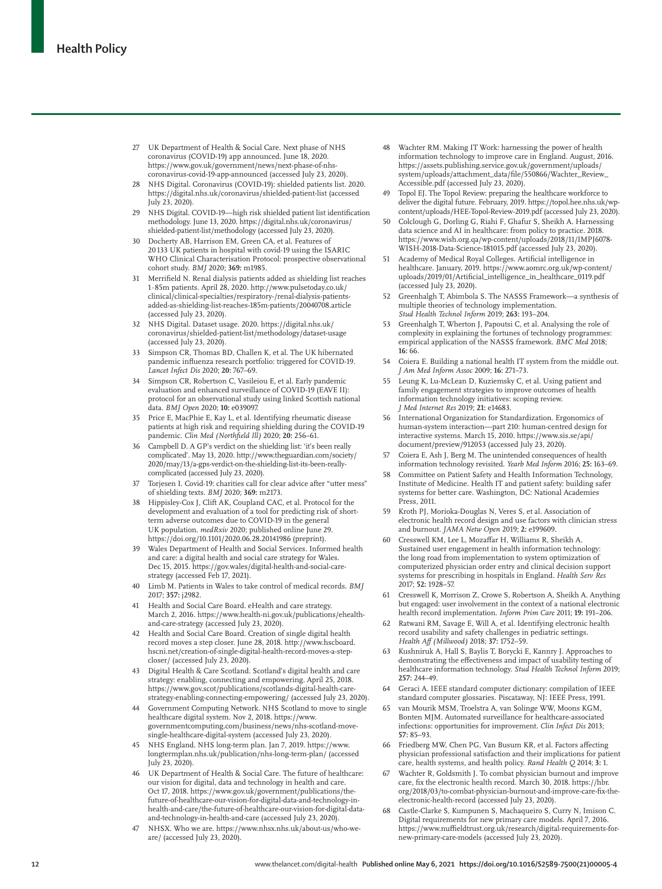27 UK Department of Health & Social Care. Next phase of NHS coronavirus (COVID-19) app announced. June 18, 2020. https://www.gov.uk/government/news/next-phase-of-nhs-coronavirus-covid-19-app-announced (accessed July 23, 2020).

28 NHS Digital. Coronavirus (COVID-19): shielded patients list. 2020. https://digital.nhs.uk/coronavirus/shielded-patient-list (accessed July 23, 2020).

29 NHS Digital. COVID-19—high risk shielded patient list identification methodology. June 13, 2020. https://digital.nhs.uk/coronavirus/shielded-patient-list/methodology (accessed July 23, 2020).

30 Docherty AB, Harrison EM, Green CA, et al. Features of 20 133 UK patients in hospital with covid-19 using the ISARIC WHO Clinical Characterisation Protocol: prospective observational cohort study. *BMJ* 2020; **369:** m1985.

31 Merrifield N. Renal dialysis patients added as shielding list reaches 1·85m patients. April 28, 2020. http://www.pulsetoday.co.uk/clinical/clinical-specialties/respiratory-/renal-dialysis-patients-added-as-shielding-list-reaches-185m-patients/20040708.article (accessed July 23, 2020).

32 NHS Digital. Dataset usage. 2020. https://digital.nhs.uk/coronavirus/shielded-patient-list/methodology/dataset-usage (accessed July 23, 2020).

33 Simpson CR, Thomas BD, Challen K, et al. The UK hibernated pandemic influenza research portfolio: triggered for COVID-19. *Lancet Infect Dis* 2020; **20:** 767–69.

34 Simpson CR, Robertson C, Vasileiou E, et al. Early pandemic evaluation and enhanced surveillance of COVID-19 (EAVE II): protocol for an observational study using linked Scottish national data. *BMJ Open* 2020; **10:** e039097.

35 Price E, MacPhie E, Kay L, et al. Identifying rheumatic disease patients at high risk and requiring shielding during the COVID-19 pandemic. *Clin Med (Northfield Ill)* 2020; **20:** 256–61.

36 Campbell D. A GP's verdict on the shielding list: 'it's been really complicated'. May 13, 2020. http://www.theguardian.com/society/2020/may/13/a-gps-verdict-on-the-shielding-list-its-been-really-complicated (accessed July 23, 2020).

37 Torjesen I. Covid-19: charities call for clear advice after "utter mess" of shielding texts. *BMJ* 2020; **369:** m2173.

38 Hippisley-Cox J, Clift AK, Coupland CAC, et al. Protocol for the development and evaluation of a tool for predicting risk of short-term adverse outcomes due to COVID-19 in the general UK population. *medRxiv* 2020; published online June 29. https://doi.org/10.1101/2020.06.28.20141986 (preprint).

39 Wales Department of Health and Social Services. Informed health and care: a digital health and social care strategy for Wales. Dec 15, 2015. https://gov.wales/digital-health-and-social-care-strategy (accessed Feb 17, 2021).

40 Limb M. Patients in Wales to take control of medical records. *BMJ* 2017; **357:** j2982.

41 Health and Social Care Board. eHealth and care strategy. March 2, 2016. https://www.health-ni.gov.uk/publications/ehealth-and-care-strategy (accessed July 23, 2020).

42 Health and Social Care Board. Creation of single digital health record moves a step closer. June 28, 2018. http://www.hscboard.hscni.net/creation-of-single-digital-health-record-moves-a-step-closer/ (accessed July 23, 2020).

43 Digital Health & Care Scotland. Scotland's digital health and care strategy: enabling, connecting and empowering. April 25, 2018. https://www.gov.scot/publications/scotlands-digital-health-care-strategy-enabling-connecting-empowering/ (accessed July 23, 2020).

44 Government Computing Network. NHS Scotland to move to single healthcare digital system. Nov 2, 2018. https://www.governmentcomputing.com/business/news/nhs-scotland-move-single-healthcare-digital-system (accessed July 23, 2020).

45 NHS England. NHS long-term plan. Jan 7, 2019. https://www.longtermplan.nhs.uk/publication/nhs-long-term-plan/ (accessed July 23, 2020).

46 UK Department of Health & Social Care. The future of healthcare: our vision for digital, data and technology in health and care. Oct 17, 2018. https://www.gov.uk/government/publications/the-future-of-healthcare-our-vision-for-digital-data-and-technology-in-health-and-care/the-future-of-healthcare-our-vision-for-digital-data-and-technology-in-health-and-care (accessed July 23, 2020).

47 NHSX. Who we are. https://www.nhsx.nhs.uk/about-us/who-we-are/ (accessed July 23, 2020).

48 Wachter RM. Making IT Work: harnessing the power of health information technology to improve care in England. August, 2016. https://assets.publishing.service.gov.uk/government/uploads/system/uploads/attachment_data/file/550866/Wachter_Review_Accessible.pdf (accessed July 23, 2020).

49 Topol EJ. The Topol Review: preparing the healthcare workforce to deliver the digital future. February, 2019. https://topol.hee.nhs.uk/wp-content/uploads/HEE-Topol-Review-2019.pdf (accessed July 23, 2020).

50 Colclough G, Dorling G, Riahi F, Ghafur S, Sheikh A. Harnessing data science and AI in healthcare: from policy to practice. 2018. https://www.wish.org.qa/wp-content/uploads/2018/11/IMPJ6078-WISH-2018-Data-Science-181015.pdf (accessed July 23, 2020).

51 Academy of Medical Royal Colleges. Artificial intelligence in healthcare. January, 2019. https://www.aomrc.org.uk/wp-content/uploads/2019/01/Artificial_intelligence_in_healthcare_0119.pdf (accessed July 23, 2020).

52 Greenhalgh T, Abimbola S. The NASSS Framework—a synthesis of multiple theories of technology implementation. *Stud Health Technol Inform* 2019; **263:** 193–204.

53 Greenhalgh T, Wherton J, Papoutsi C, et al. Analysing the role of complexity in explaining the fortunes of technology programmes: empirical application of the NASSS framework. *BMC Med* 2018; **16:** 66.

54 Coiera E. Building a national health IT system from the middle out. *J Am Med Inform Assoc* 2009; **16:** 271–73.

55 Leung K, Lu-McLean D, Kuziemsky C, et al. Using patient and family engagement strategies to improve outcomes of health information technology initiatives: scoping review. *J Med Internet Res* 2019; **21:** e14683.

56 International Organization for Standardization. Ergonomics of human-system interaction—part 210: human-centred design for interactive systems. March 15, 2010. https://www.sis.se/api/document/preview/912053 (accessed July 23, 2020).

57 Coiera E, Ash J, Berg M. The unintended consequences of health information technology revisited. *Yearb Med Inform* 2016; **25:** 163–69.

58 Committee on Patient Safety and Health Information Technology, Institute of Medicine. Health IT and patient safety: building safer systems for better care. Washington, DC: National Academies Press, 2011.

59 Kroth PJ, Morioka-Douglas N, Veres S, et al. Association of electronic health record design and use factors with clinician stress and burnout. *JAMA Netw Open* 2019; **2:** e199609.

60 Cresswell KM, Lee L, Mozaffar H, Williams R, Sheikh A. Sustained user engagement in health information technology: the long road from implementation to system optimization of computerized physician order entry and clinical decision support systems for prescribing in hospitals in England. *Health Serv Res* 2017; **52:** 1928–57.

61 Cresswell K, Morrison Z, Crowe S, Robertson A, Sheikh A. Anything but engaged: user involvement in the context of a national electronic health record implementation. *Inform Prim Care* 2011; **19:** 191–206.

62 Ratwani RM, Savage E, Will A, et al. Identifying electronic health record usability and safety challenges in pediatric settings. *Health Aff (Millwood)* 2018; **37:** 1752–59.

63 Kushniruk A, Hall S, Baylis T, Borycki E, Kannry J. Approaches to demonstrating the effectiveness and impact of usability testing of healthcare information technology. *Stud Health Technol Inform* 2019; **257:** 244–49.

64 Geraci A. IEEE standard computer dictionary: compilation of IEEE standard computer glossaries. Piscataway, NJ: IEEE Press, 1991.

65 van Mourik MSM, Troelstra A, van Solinge WW, Moons KGM, Bonten MJM. Automated surveillance for healthcare-associated infections: opportunities for improvement. *Clin Infect Dis* 2013; **57:** 85–93.

66 Friedberg MW, Chen PG, Van Busum KR, et al. Factors affecting physician professional satisfaction and their implications for patient care, health systems, and health policy. *Rand Health Q* 2014; **3:** 1.

67 Wachter R, Goldsmith J. To combat physician burnout and improve care, fix the electronic health record. March 30, 2018. https://hbr.org/2018/03/to-combat-physician-burnout-and-improve-care-fix-the-electronic-health-record (accessed July 23, 2020).

68 Castle-Clarke S, Kumpunen S, Machaqueiro S, Curry N, Imison C. Digital requirements for new primary care models. April 7, 2016. https://www.nuffieldtrust.org.uk/research/digital-requirements-for-new-primary-care-models (accessed July 23, 2020).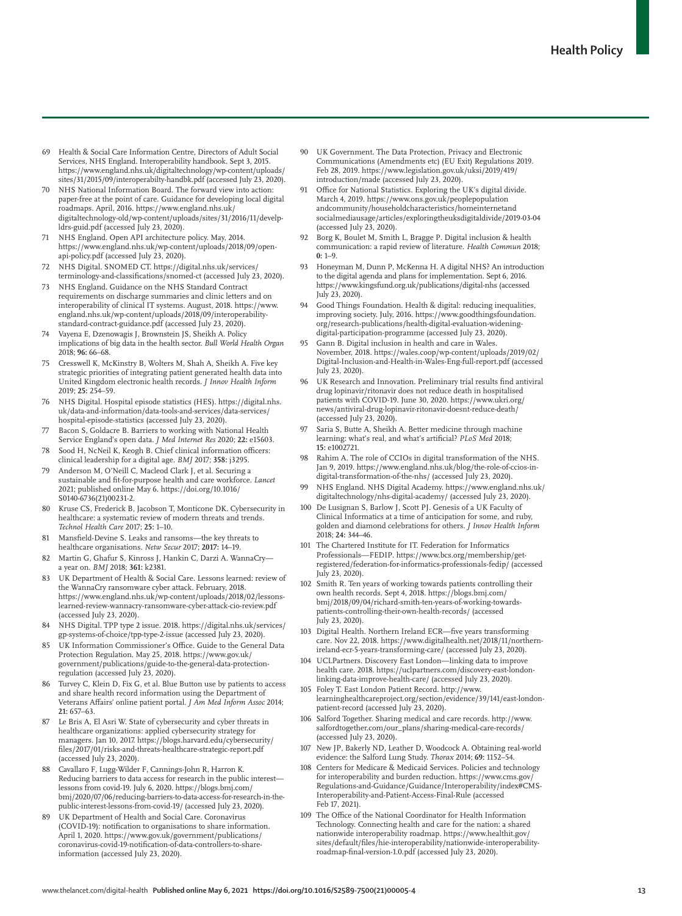69 Health & Social Care Information Centre, Directors of Adult Social Services, NHS England. Interoperability handbook. Sept 3, 2015. https://www.england.nhs.uk/digitaltechnology/wp-content/uploads/sites/31/2015/09/interoperabilty-handbk.pdf (accessed July 23, 2020).

70 NHS National Information Board. The forward view into action: paper-free at the point of care. Guidance for developing local digital roadmaps. April, 2016. https://www.england.nhs.uk/digitaltechnology-old/wp-content/uploads/sites/31/2016/11/develp-ldrs-guid.pdf (accessed July 23, 2020).

71 NHS England. Open API architecture policy. May, 2014. https://www.england.nhs.uk/wp-content/uploads/2018/09/open-api-policy.pdf (accessed July 23, 2020).

72 NHS Digital. SNOMED CT. https://digital.nhs.uk/services/terminology-and-classifications/snomed-ct (accessed July 23, 2020).

73 NHS England. Guidance on the NHS Standard Contract requirements on discharge summaries and clinic letters and on interoperability of clinical IT systems. August, 2018. https://www.england.nhs.uk/wp-content/uploads/2018/09/interoperability-standard-contract-guidance.pdf (accessed July 23, 2020).

74 Vayena E, Dzenowagis J, Brownstein JS, Sheikh A. Policy implications of big data in the health sector. *Bull World Health Organ* 2018; **96:** 66–68.

75 Cresswell K, McKinstry B, Wolters M, Shah A, Sheikh A. Five key strategic priorities of integrating patient generated health data into United Kingdom electronic health records. *J Innov Health Inform* 2019; **25:** 254–59.

76 NHS Digital. Hospital episode statistics (HES). https://digital.nhs.uk/data-and-information/data-tools-and-services/data-services/hospital-episode-statistics (accessed July 23, 2020).

77 Bacon S, Goldacre B. Barriers to working with National Health Service England's open data. *J Med Internet Res* 2020; **22:** e15603.

78 Sood H, NcNeil K, Keogh B. Chief clinical information officers: clinical leadership for a digital age. *BMJ* 2017; **358:** j3295.

79 Anderson M, O'Neill C, Macleod Clark J, et al. Securing a sustainable and fit-for-purpose health and care workforce. *Lancet* 2021; published online May 6. https://doi.org/10.1016/S0140-6736(21)00231-2.

80 Kruse CS, Frederick B, Jacobson T, Monticone DK. Cybersecurity in healthcare: a systematic review of modern threats and trends. *Technol Health Care* 2017; **25:** 1–10.

81 Mansfield-Devine S. Leaks and ransoms—the key threats to healthcare organisations. *Netw Secur* 2017; **2017:** 14–19.

82 Martin G, Ghafur S, Kinross J, Hankin C, Darzi A. WannaCry—a year on. *BMJ* 2018; **361:** k2381.

83 UK Department of Health & Social Care. Lessons learned: review of the WannaCry ransomware cyber attack. February, 2018. https://www.england.nhs.uk/wp-content/uploads/2018/02/lessons-learned-review-wannacry-ransomware-cyber-attack-cio-review.pdf (accessed July 23, 2020).

84 NHS Digital. TPP type 2 issue. 2018. https://digital.nhs.uk/services/gp-systems-of-choice/tpp-type-2-issue (accessed July 23, 2020).

85 UK Information Commissioner's Office. Guide to the General Data Protection Regulation. May 25, 2018. https://www.gov.uk/government/publications/guide-to-the-general-data-protection-regulation (accessed July 23, 2020).

86 Turvey C, Klein D, Fix G, et al. Blue Button use by patients to access and share health record information using the Department of Veterans Affairs' online patient portal. *J Am Med Inform Assoc* 2014; **21:** 657–63.

87 Le Bris A, El Asri W. State of cybersecurity and cyber threats in healthcare organizations: applied cybersecurity strategy for managers. Jan 10, 2017. https://blogs.harvard.edu/cybersecurity/files/2017/01/risks-and-threats-healthcare-strategic-report.pdf (accessed July 23, 2020).

88 Cavallaro F, Lugg-Wilder F, Cannings-John R, Harron K. Reducing barriers to data access for research in the public interest—lessons from covid-19. July 6, 2020. https://blogs.bmj.com/bmj/2020/07/06/reducing-barriers-to-data-access-for-research-in-the-public-interest-lessons-from-covid-19/ (accessed July 23, 2020).

89 UK Department of Health and Social Care. Coronavirus (COVID-19): notification to organisations to share information. April 1, 2020. https://www.gov.uk/government/publications/coronavirus-covid-19-notification-of-data-controllers-to-share-information (accessed July 23, 2020).

90 UK Government. The Data Protection, Privacy and Electronic Communications (Amendments etc) (EU Exit) Regulations 2019. Feb 28, 2019. https://www.legislation.gov.uk/uksi/2019/419/introduction/made (accessed July 23, 2020).

91 Office for National Statistics. Exploring the UK's digital divide. March 4, 2019. https://www.ons.gov.uk/peoplepopulationandcommunity/householdcharacteristics/homeinternetandsocialmediausage/articles/exploringtheuksdigitaldivide/2019-03-04 (accessed July 23, 2020).

92 Borg K, Boulet M, Smith L, Bragge P. Digital inclusion & health communication: a rapid review of literature. *Health Commun* 2018; **0:** 1–9.

93 Honeyman M, Dunn P, McKenna H. A digital NHS? An introduction to the digital agenda and plans for implementation. Sept 6, 2016. https://www.kingsfund.org.uk/publications/digital-nhs (accessed July 23, 2020).

94 Good Things Foundation. Health & digital: reducing inequalities, improving society. July, 2016. https://www.goodthingsfoundation.org/research-publications/health-digital-evaluation-widening-digital-participation-programme (accessed July 23, 2020).

95 Gann B. Digital inclusion in health and care in Wales. November, 2018. https://wales.coop/wp-content/uploads/2019/02/Digital-Inclusion-and-Health-in-Wales-Eng-full-report.pdf (accessed July 23, 2020).

96 UK Research and Innovation. Preliminary trial results find antiviral drug lopinavir/ritonavir does not reduce death in hospitalised patients with COVID-19. June 30, 2020. https://www.ukri.org/news/antiviral-drug-lopinavir-ritonavir-doesnt-reduce-death/ (accessed July 23, 2020).

97 Saria S, Butte A, Sheikh A. Better medicine through machine learning: what's real, and what's artificial? *PLoS Med* 2018; **15:** e1002721.

98 Rahim A. The role of CCIOs in digital transformation of the NHS. Jan 9, 2019. https://www.england.nhs.uk/blog/the-role-of-ccios-in-digital-transformation-of-the-nhs/ (accessed July 23, 2020).

99 NHS England. NHS Digital Academy. https://www.england.nhs.uk/digitaltechnology/nhs-digital-academy/ (accessed July 23, 2020).

100 De Lusignan S, Barlow J, Scott PJ. Genesis of a UK Faculty of Clinical Informatics at a time of anticipation for some, and ruby, golden and diamond celebrations for others. *J Innov Health Inform* 2018; **24:** 344–46.

101 The Chartered Institute for IT. Federation for Informatics Professionals—FEDIP. https://www.bcs.org/membership/get-registered/federation-for-informatics-professionals-fedip/ (accessed July 23, 2020).

102 Smith R. Ten years of working towards patients controlling their own health records. Sept 4, 2018. https://blogs.bmj.com/bmj/2018/09/04/richard-smith-ten-years-of-working-towards-patients-controlling-their-own-health-records/ (accessed July 23, 2020).

103 Digital Health. Northern Ireland ECR—five years transforming care. Nov 22, 2018. https://www.digitalhealth.net/2018/11/northern-ireland-ecr-5-years-transforming-care/ (accessed July 23, 2020).

104 UCLPartners. Discovery East London—linking data to improve health care. 2018. https://uclpartners.com/discovery-east-london-linking-data-improve-health-care/ (accessed July 23, 2020).

105 Foley T. East London Patient Record. http://www.learninghealthcareproject.org/section/evidence/39/141/east-london-patient-record (accessed July 23, 2020).

106 Salford Together. Sharing medical and care records. http://www.salfordtogether.com/our_plans/sharing-medical-care-records/ (accessed July 23, 2020).

107 New JP, Bakerly ND, Leather D, Woodcock A. Obtaining real-world evidence: the Salford Lung Study. *Thorax* 2014; **69:** 1152–54.

108 Centers for Medicare & Medicaid Services. Policies and technology for interoperability and burden reduction. https://www.cms.gov/Regulations-and-Guidance/Guidance/Interoperability/index#CMS-Interoperability-and-Patient-Access-Final-Rule (accessed Feb 17, 2021).

109 The Office of the National Coordinator for Health Information Technology. Connecting health and care for the nation: a shared nationwide interoperability roadmap. https://www.healthit.gov/sites/default/files/hie-interoperability/nationwide-interoperability-roadmap-final-version-1.0.pdf (accessed July 23, 2020).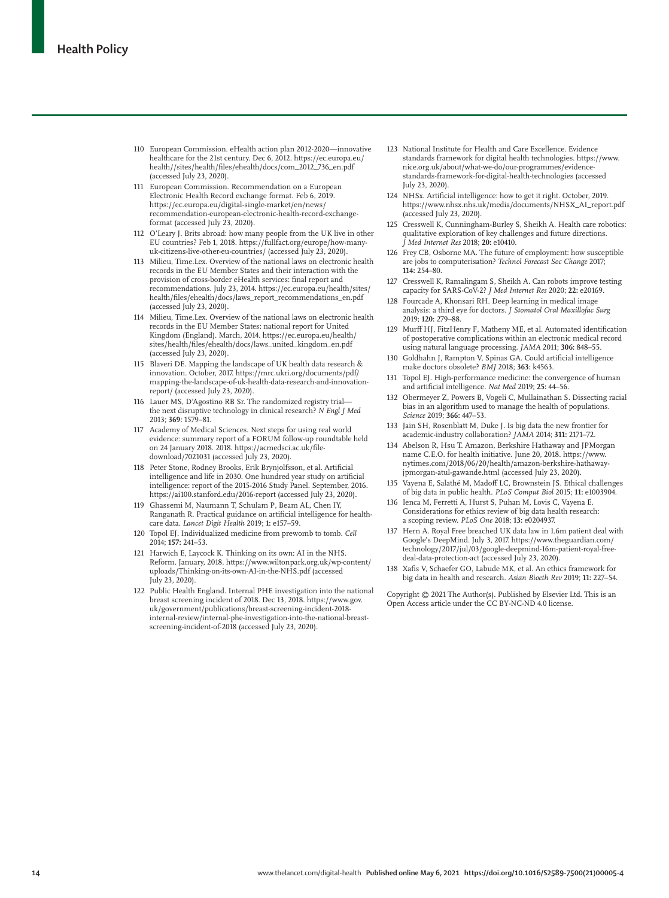110 European Commission. eHealth action plan 2012-2020—innovative healthcare for the 21st century. Dec 6, 2012. https://ec.europa.eu/health//sites/health/files/ehealth/docs/com_2012_736_en.pdf (accessed July 23, 2020).

111 European Commission. Recommendation on a European Electronic Health Record exchange format. Feb 6, 2019. https://ec.europa.eu/digital-single-market/en/news/recommendation-european-electronic-health-record-exchange-format (accessed July 23, 2020).

112 O'Leary J. Brits abroad: how many people from the UK live in other EU countries? Feb 1, 2018. https://fullfact.org/europe/how-many-uk-citizens-live-other-eu-countries/ (accessed July 23, 2020).

113 Milieu, Time.Lex. Overview of the national laws on electronic health records in the EU Member States and their interaction with the provision of cross-border eHealth services: final report and recommendations. July 23, 2014. https://ec.europa.eu/health/sites/health/files/ehealth/docs/laws_report_recommendations_en.pdf (accessed July 23, 2020).

114 Milieu, Time.Lex. Overview of the national laws on electronic health records in the EU Member States: national report for United Kingdom (England). March, 2014. https://ec.europa.eu/health/sites/health/files/ehealth/docs/laws_united_kingdom_en.pdf (accessed July 23, 2020).

115 Blaveri DE. Mapping the landscape of UK health data research & innovation. October, 2017. https://mrc.ukri.org/documents/pdf/mapping-the-landscape-of-uk-health-data-research-and-innovation-report/ (accessed July 23, 2020).

116 Lauer MS, D'Agostino RB Sr. The randomized registry trial—the next disruptive technology in clinical research? *N Engl J Med* 2013; **369:** 1579–81.

117 Academy of Medical Sciences. Next steps for using real world evidence: summary report of a FORUM follow-up roundtable held on 24 January 2018. 2018. https://acmedsci.ac.uk/file-download/7021031 (accessed July 23, 2020).

118 Peter Stone, Rodney Brooks, Erik Brynjolfsson, et al. Artificial intelligence and life in 2030. One hundred year study on artificial intelligence: report of the 2015-2016 Study Panel. September, 2016. https://ai100.stanford.edu/2016-report (accessed July 23, 2020).

119 Ghassemi M, Naumann T, Schulam P, Beam AL, Chen IY, Ranganath R. Practical guidance on artificial intelligence for health-care data. *Lancet Digit Health* 2019; **1:** e157–59.

120 Topol EJ. Individualized medicine from prewomb to tomb. *Cell* 2014; **157:** 241–53.

121 Harwich E, Laycock K. Thinking on its own: AI in the NHS. Reform. January, 2018. https://www.wiltonpark.org.uk/wp-content/uploads/Thinking-on-its-own-AI-in-the-NHS.pdf (accessed July 23, 2020).

122 Public Health England. Internal PHE investigation into the national breast screening incident of 2018. Dec 13, 2018. https://www.gov.uk/government/publications/breast-screening-incident-2018-internal-review/internal-phe-investigation-into-the-national-breast-screening-incident-of-2018 (accessed July 23, 2020).

123 National Institute for Health and Care Excellence. Evidence standards framework for digital health technologies. https://www.nice.org.uk/about/what-we-do/our-programmes/evidence-standards-framework-for-digital-health-technologies (accessed July 23, 2020).

124 NHSx. Artificial intelligence: how to get it right. October, 2019. https://www.nhsx.nhs.uk/media/documents/NHSX_AI_report.pdf (accessed July 23, 2020).

125 Cresswell K, Cunningham-Burley S, Sheikh A. Health care robotics: qualitative exploration of key challenges and future directions. *J Med Internet Res* 2018; **20:** e10410.

126 Frey CB, Osborne MA. The future of employment: how susceptible are jobs to computerisation? *Technol Forecast Soc Change* 2017; **114:** 254–80.

127 Cresswell K, Ramalingam S, Sheikh A. Can robots improve testing capacity for SARS-CoV-2? *J Med Internet Res* 2020; **22:** e20169.

128 Fourcade A, Khonsari RH. Deep learning in medical image analysis: a third eye for doctors. *J Stomatol Oral Maxillofac Surg* 2019; **120:** 279–88.

129 Murff HJ, FitzHenry F, Matheny ME, et al. Automated identification of postoperative complications within an electronic medical record using natural language processing. *JAMA* 2011; **306:** 848–55.

130 Goldhahn J, Rampton V, Spinas GA. Could artificial intelligence make doctors obsolete? *BMJ* 2018; **363:** k4563.

131 Topol EJ. High-performance medicine: the convergence of human and artificial intelligence. *Nat Med* 2019; **25:** 44–56.

132 Obermeyer Z, Powers B, Vogeli C, Mullainathan S. Dissecting racial bias in an algorithm used to manage the health of populations. *Science* 2019; **366:** 447–53.

133 Jain SH, Rosenblatt M, Duke J. Is big data the new frontier for academic-industry collaboration? *JAMA* 2014; **311:** 2171–72.

134 Abelson R, Hsu T. Amazon, Berkshire Hathaway and JPMorgan name C.E.O. for health initiative. June 20, 2018. https://www.nytimes.com/2018/06/20/health/amazon-berkshire-hathaway-jpmorgan-atul-gawande.html (accessed July 23, 2020).

135 Vayena E, Salathé M, Madoff LC, Brownstein JS. Ethical challenges of big data in public health. *PLoS Comput Biol* 2015; **11:** e1003904.

136 Ienca M, Ferretti A, Hurst S, Puhan M, Lovis C, Vayena E. Considerations for ethics review of big data health research: a scoping review. *PLoS One* 2018; **13:** e0204937.

137 Hern A. Royal Free breached UK data law in 1.6m patient deal with Google's DeepMind. July 3, 2017. https://www.theguardian.com/technology/2017/jul/03/google-deepmind-16m-patient-royal-free-deal-data-protection-act (accessed July 23, 2020).

138 Xafis V, Schaefer GO, Labude MK, et al. An ethics framework for big data in health and research. *Asian Bioeth Rev* 2019; **11:** 227–54.

Copyright © 2021 The Author(s). Published by Elsevier Ltd. This is an Open Access article under the CC BY-NC-ND 4.0 license.